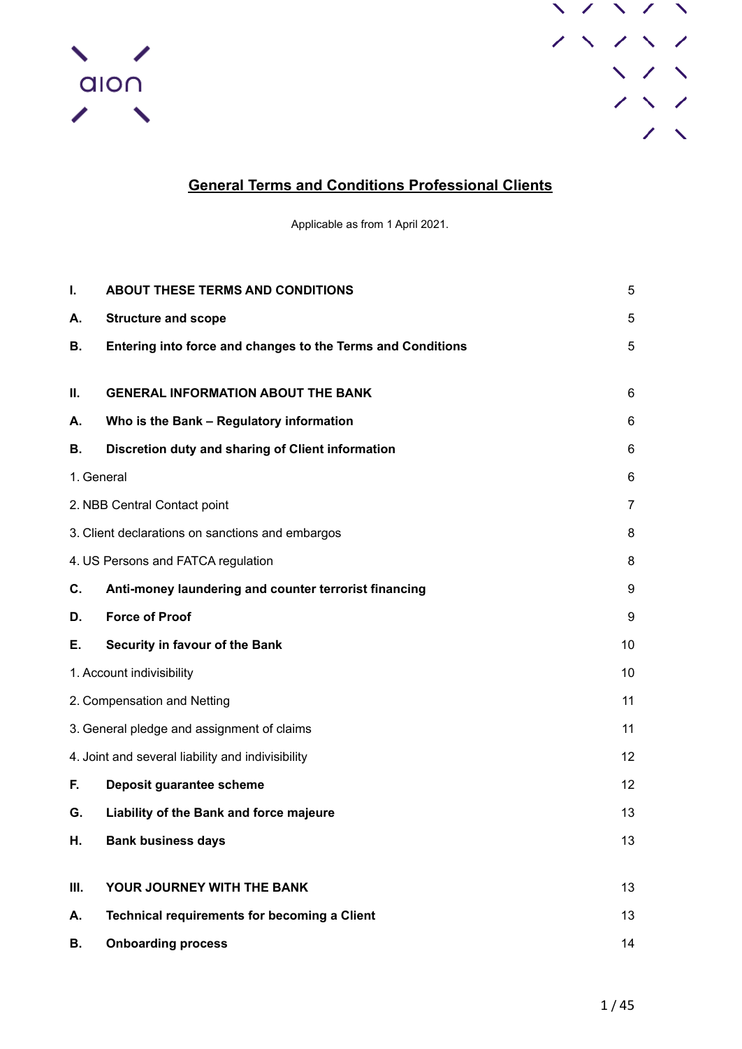aion

# General Terms and Conditions Professional Clients

Applicable as from 1 April 2021.

| | | |
|---|---|---|
| **I.** | **ABOUT THESE TERMS AND CONDITIONS** | 5 |
| **A.** | **Structure and scope** | 5 |
| **B.** | **Entering into force and changes to the Terms and Conditions** | 5 |
| **II.** | **GENERAL INFORMATION ABOUT THE BANK** | 6 |
| **A.** | **Who is the Bank – Regulatory information** | 6 |
| **B.** | **Discretion duty and sharing of Client information** | 6 |
| 1. General | | 6 |
| 2. NBB Central Contact point | | 7 |
| 3. Client declarations on sanctions and embargos | | 8 |
| 4. US Persons and FATCA regulation | | 8 |
| **C.** | **Anti-money laundering and counter terrorist financing** | 9 |
| **D.** | **Force of Proof** | 9 |
| **E.** | **Security in favour of the Bank** | 10 |
| 1. Account indivisibility | | 10 |
| 2. Compensation and Netting | | 11 |
| 3. General pledge and assignment of claims | | 11 |
| 4. Joint and several liability and indivisibility | | 12 |
| **F.** | **Deposit guarantee scheme** | 12 |
| **G.** | **Liability of the Bank and force majeure** | 13 |
| **H.** | **Bank business days** | 13 |
| **III.** | **YOUR JOURNEY WITH THE BANK** | 13 |
| **A.** | **Technical requirements for becoming a Client** | 13 |
| **B.** | **Onboarding process** | 14 |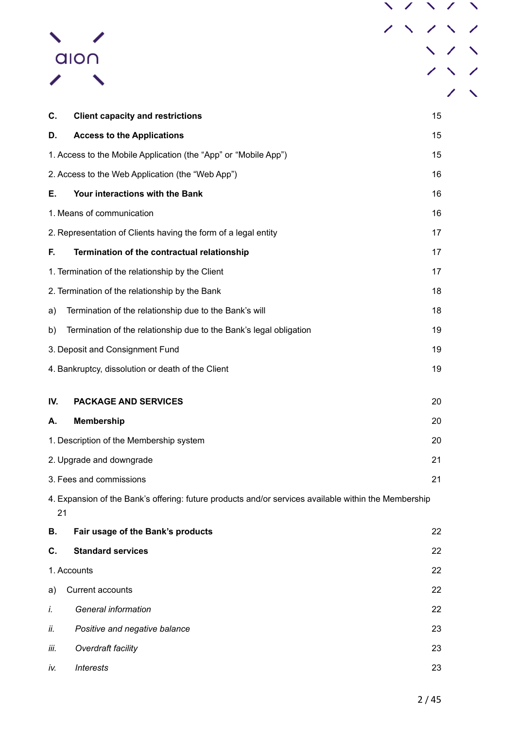| | | |
|---|---|---|
| **C.** | **Client capacity and restrictions** | 15 |
| **D.** | **Access to the Applications** | 15 |
| 1. Access to the Mobile Application (the "App" or "Mobile App") | | 15 |
| 2. Access to the Web Application (the "Web App") | | 16 |
| **E.** | **Your interactions with the Bank** | 16 |
| 1. Means of communication | | 16 |
| 2. Representation of Clients having the form of a legal entity | | 17 |
| **F.** | **Termination of the contractual relationship** | 17 |
| 1. Termination of the relationship by the Client | | 17 |
| 2. Termination of the relationship by the Bank | | 18 |
| a) | Termination of the relationship due to the Bank's will | 18 |
| b) | Termination of the relationship due to the Bank's legal obligation | 19 |
| 3. Deposit and Consignment Fund | | 19 |
| 4. Bankruptcy, dissolution or death of the Client | | 19 |
| **IV.** | **PACKAGE AND SERVICES** | 20 |
| **A.** | **Membership** | 20 |
| 1. Description of the Membership system | | 20 |
| 2. Upgrade and downgrade | | 21 |
| 3. Fees and commissions | | 21 |
| 4. Expansion of the Bank's offering: future products and/or services available within the Membership | | 21 |
| **B.** | **Fair usage of the Bank's products** | 22 |
| **C.** | **Standard services** | 22 |
| 1. Accounts | | 22 |
| a) | Current accounts | 22 |
| *i.* | *General information* | 22 |
| *ii.* | *Positive and negative balance* | 23 |
| *iii.* | *Overdraft facility* | 23 |
| *iv.* | *Interests* | 23 |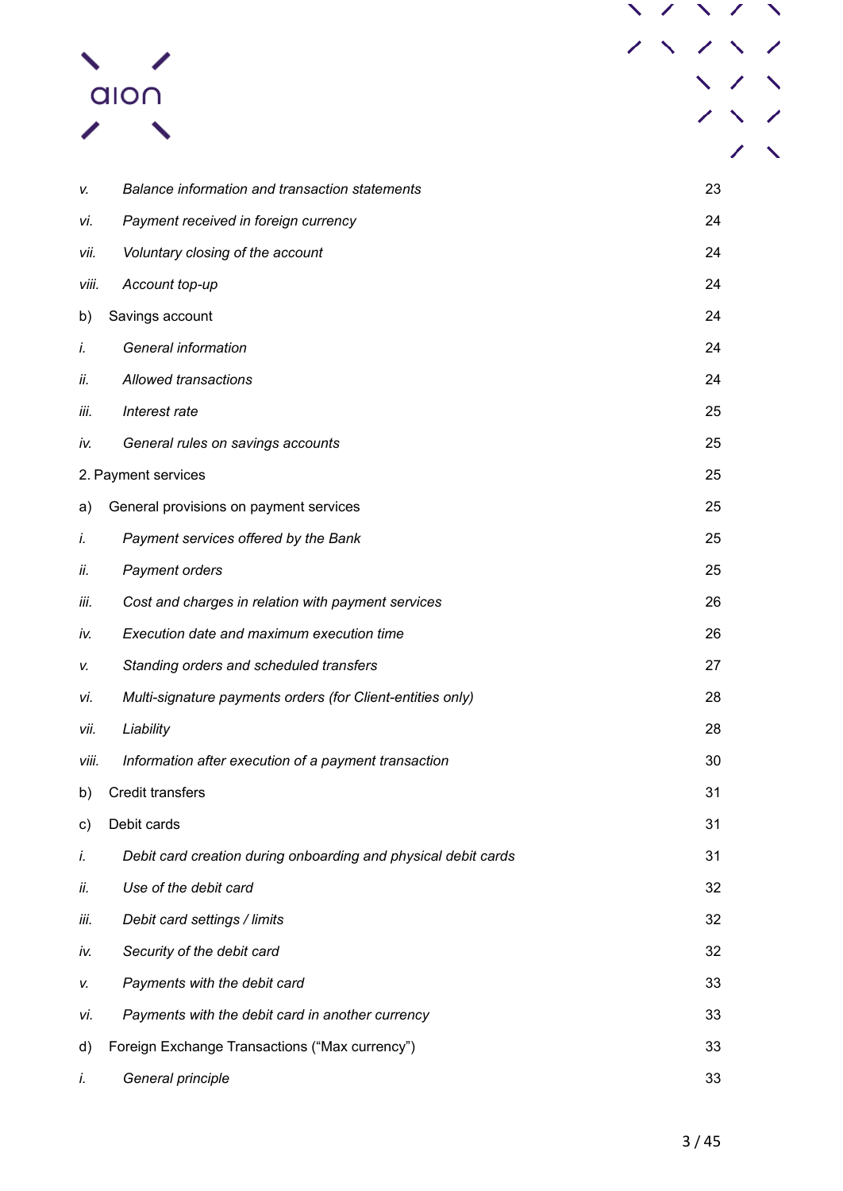| | | |
|---|---|---|
| *v.* | *Balance information and transaction statements* | 23 |
| *vi.* | *Payment received in foreign currency* | 24 |
| *vii.* | *Voluntary closing of the account* | 24 |
| *viii.* | *Account top-up* | 24 |
| b) | Savings account | 24 |
| *i.* | *General information* | 24 |
| *ii.* | *Allowed transactions* | 24 |
| *iii.* | *Interest rate* | 25 |
| *iv.* | *General rules on savings accounts* | 25 |
| 2. Payment services | | 25 |
| a) | General provisions on payment services | 25 |
| *i.* | *Payment services offered by the Bank* | 25 |
| *ii.* | *Payment orders* | 25 |
| *iii.* | *Cost and charges in relation with payment services* | 26 |
| *iv.* | *Execution date and maximum execution time* | 26 |
| *v.* | *Standing orders and scheduled transfers* | 27 |
| *vi.* | *Multi-signature payments orders (for Client-entities only)* | 28 |
| *vii.* | *Liability* | 28 |
| *viii.* | *Information after execution of a payment transaction* | 30 |
| b) | Credit transfers | 31 |
| c) | Debit cards | 31 |
| *i.* | *Debit card creation during onboarding and physical debit cards* | 31 |
| *ii.* | *Use of the debit card* | 32 |
| *iii.* | *Debit card settings / limits* | 32 |
| *iv.* | *Security of the debit card* | 32 |
| *v.* | *Payments with the debit card* | 33 |
| *vi.* | *Payments with the debit card in another currency* | 33 |
| d) | Foreign Exchange Transactions ("Max currency") | 33 |
| *i.* | *General principle* | 33 |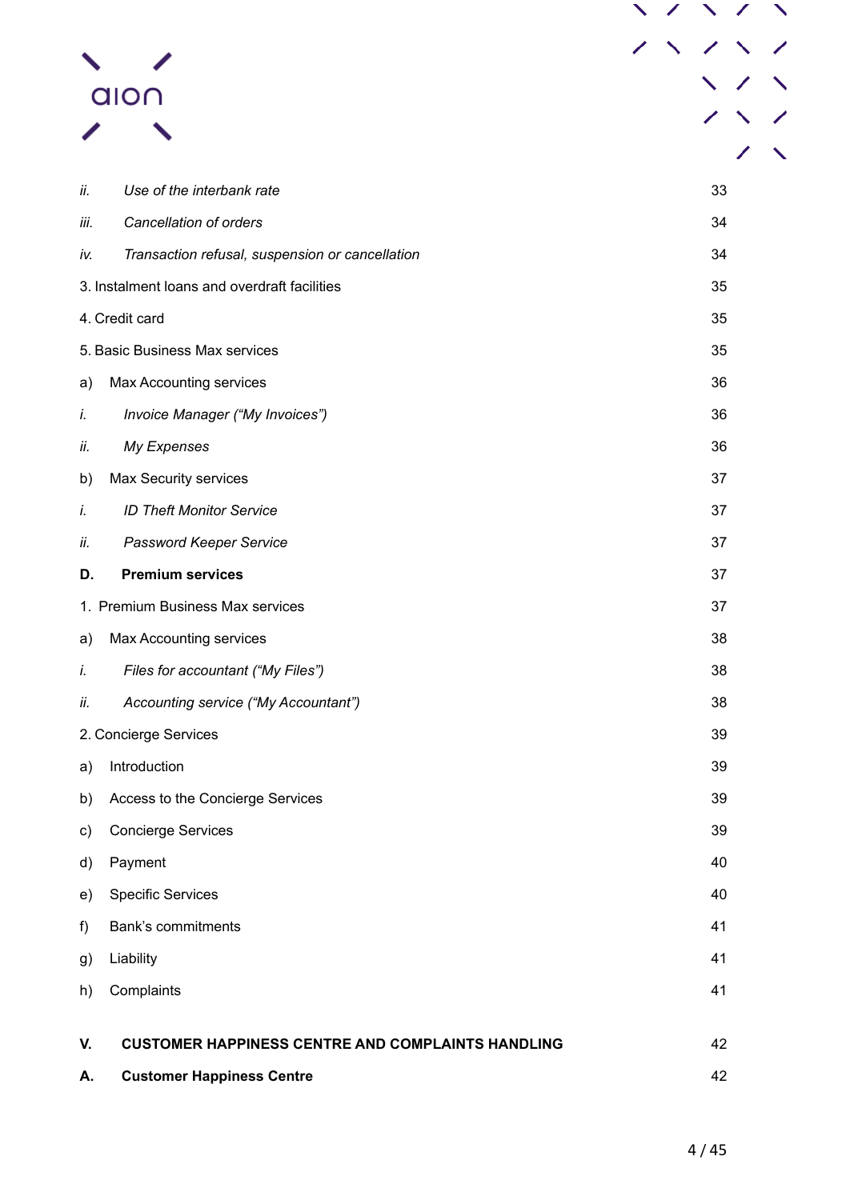| | | |
|---|---|---|
| *ii.* | *Use of the interbank rate* | 33 |
| *iii.* | *Cancellation of orders* | 34 |
| *iv.* | *Transaction refusal, suspension or cancellation* | 34 |
| 3. Instalment loans and overdraft facilities | | 35 |
| 4. Credit card | | 35 |
| 5. Basic Business Max services | | 35 |
| a) | Max Accounting services | 36 |
| *i.* | *Invoice Manager ("My Invoices")* | 36 |
| *ii.* | *My Expenses* | 36 |
| b) | Max Security services | 37 |
| *i.* | *ID Theft Monitor Service* | 37 |
| *ii.* | *Password Keeper Service* | 37 |
| **D.** | **Premium services** | 37 |
| 1. Premium Business Max services | | 37 |
| a) | Max Accounting services | 38 |
| *i.* | *Files for accountant ("My Files")* | 38 |
| *ii.* | *Accounting service ("My Accountant")* | 38 |
| 2. Concierge Services | | 39 |
| a) | Introduction | 39 |
| b) | Access to the Concierge Services | 39 |
| c) | Concierge Services | 39 |
| d) | Payment | 40 |
| e) | Specific Services | 40 |
| f) | Bank's commitments | 41 |
| g) | Liability | 41 |
| h) | Complaints | 41 |
| **V.** | **CUSTOMER HAPPINESS CENTRE AND COMPLAINTS HANDLING** | 42 |
| **A.** | **Customer Happiness Centre** | 42 |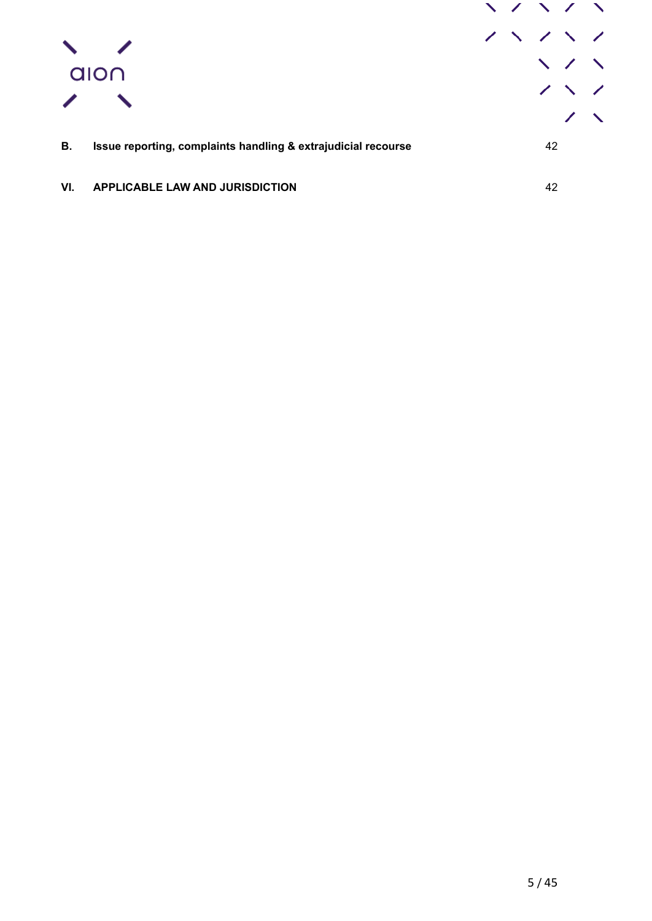| | | |
|---|---|---|
| **B.** | **Issue reporting, complaints handling & extrajudicial recourse** | 42 |
| **VI.** | **APPLICABLE LAW AND JURISDICTION** | 42 |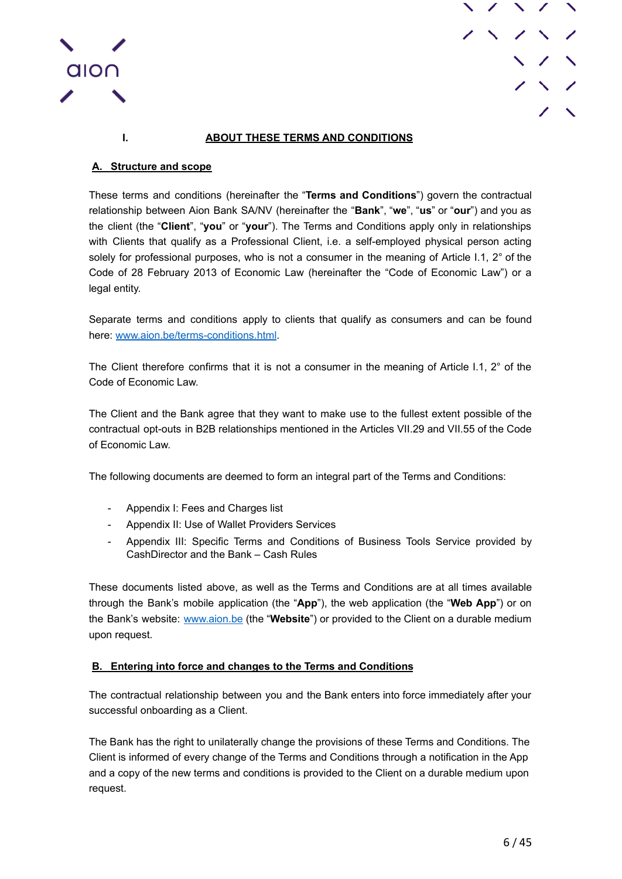# I. ABOUT THESE TERMS AND CONDITIONS

## A. Structure and scope

These terms and conditions (hereinafter the "**Terms and Conditions**") govern the contractual relationship between Aion Bank SA/NV (hereinafter the "**Bank**", "**we**", "**us**" or "**our**") and you as the client (the "**Client**", "**you**" or "**your**"). The Terms and Conditions apply only in relationships with Clients that qualify as a Professional Client, i.e. a self-employed physical person acting solely for professional purposes, who is not a consumer in the meaning of Article I.1, 2° of the Code of 28 February 2013 of Economic Law (hereinafter the "Code of Economic Law") or a legal entity.

Separate terms and conditions apply to clients that qualify as consumers and can be found here: [www.aion.be/terms-conditions.html](www.aion.be/terms-conditions.html).

The Client therefore confirms that it is not a consumer in the meaning of Article I.1, 2° of the Code of Economic Law.

The Client and the Bank agree that they want to make use to the fullest extent possible of the contractual opt-outs in B2B relationships mentioned in the Articles VII.29 and VII.55 of the Code of Economic Law.

The following documents are deemed to form an integral part of the Terms and Conditions:

- Appendix I: Fees and Charges list
- Appendix II: Use of Wallet Providers Services
- Appendix III: Specific Terms and Conditions of Business Tools Service provided by CashDirector and the Bank – Cash Rules

These documents listed above, as well as the Terms and Conditions are at all times available through the Bank's mobile application (the "**App**"), the web application (the "**Web App**") or on the Bank's website: [www.aion.be](www.aion.be) (the "**Website**") or provided to the Client on a durable medium upon request.

## B. Entering into force and changes to the Terms and Conditions

The contractual relationship between you and the Bank enters into force immediately after your successful onboarding as a Client.

The Bank has the right to unilaterally change the provisions of these Terms and Conditions. The Client is informed of every change of the Terms and Conditions through a notification in the App and a copy of the new terms and conditions is provided to the Client on a durable medium upon request.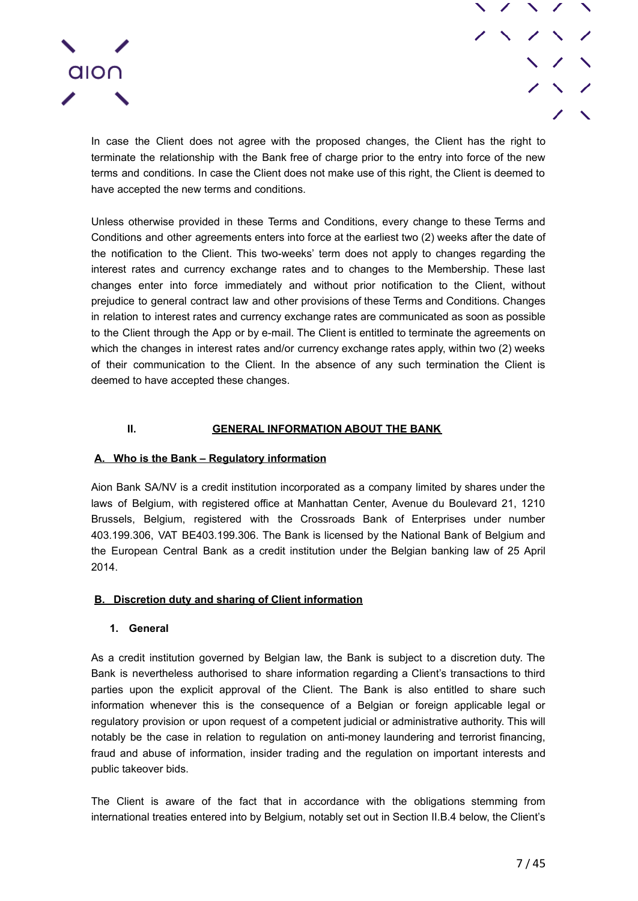In case the Client does not agree with the proposed changes, the Client has the right to terminate the relationship with the Bank free of charge prior to the entry into force of the new terms and conditions. In case the Client does not make use of this right, the Client is deemed to have accepted the new terms and conditions.

Unless otherwise provided in these Terms and Conditions, every change to these Terms and Conditions and other agreements enters into force at the earliest two (2) weeks after the date of the notification to the Client. This two-weeks' term does not apply to changes regarding the interest rates and currency exchange rates and to changes to the Membership. These last changes enter into force immediately and without prior notification to the Client, without prejudice to general contract law and other provisions of these Terms and Conditions. Changes in relation to interest rates and currency exchange rates are communicated as soon as possible to the Client through the App or by e-mail. The Client is entitled to terminate the agreements on which the changes in interest rates and/or currency exchange rates apply, within two (2) weeks of their communication to the Client. In the absence of any such termination the Client is deemed to have accepted these changes.

## II. GENERAL INFORMATION ABOUT THE BANK

### A. Who is the Bank – Regulatory information

Aion Bank SA/NV is a credit institution incorporated as a company limited by shares under the laws of Belgium, with registered office at Manhattan Center, Avenue du Boulevard 21, 1210 Brussels, Belgium, registered with the Crossroads Bank of Enterprises under number 403.199.306, VAT BE403.199.306. The Bank is licensed by the National Bank of Belgium and the European Central Bank as a credit institution under the Belgian banking law of 25 April 2014.

### B. Discretion duty and sharing of Client information

#### 1. General

As a credit institution governed by Belgian law, the Bank is subject to a discretion duty. The Bank is nevertheless authorised to share information regarding a Client's transactions to third parties upon the explicit approval of the Client. The Bank is also entitled to share such information whenever this is the consequence of a Belgian or foreign applicable legal or regulatory provision or upon request of a competent judicial or administrative authority. This will notably be the case in relation to regulation on anti-money laundering and terrorist financing, fraud and abuse of information, insider trading and the regulation on important interests and public takeover bids.

The Client is aware of the fact that in accordance with the obligations stemming from international treaties entered into by Belgium, notably set out in Section II.B.4 below, the Client's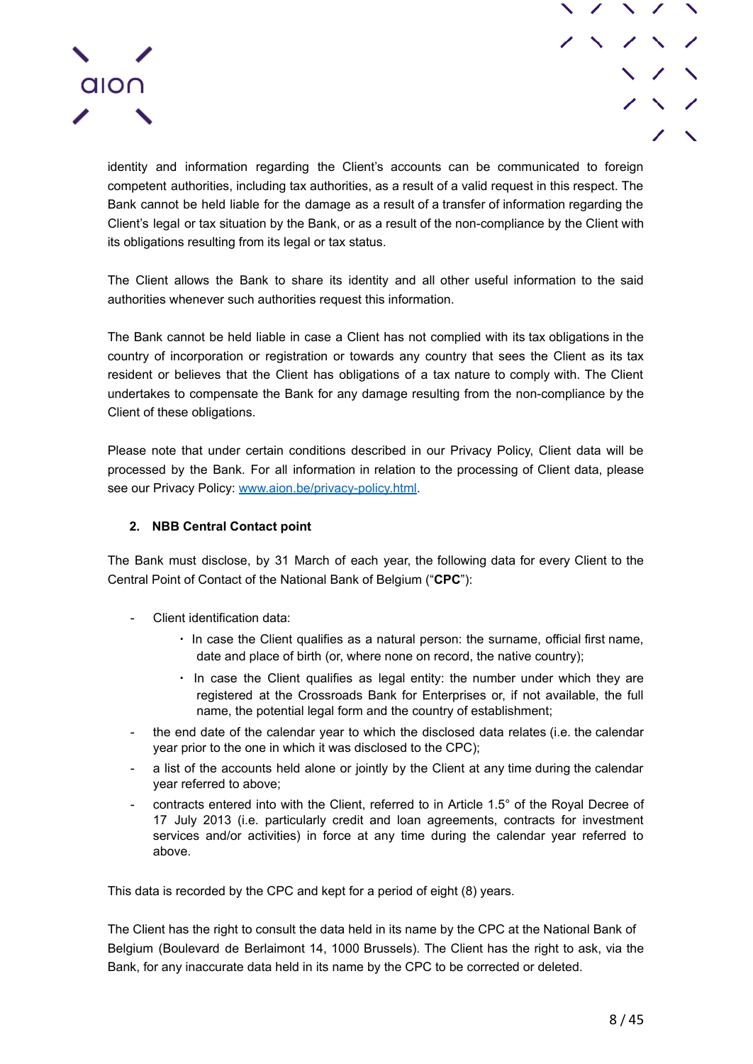identity and information regarding the Client's accounts can be communicated to foreign competent authorities, including tax authorities, as a result of a valid request in this respect. The Bank cannot be held liable for the damage as a result of a transfer of information regarding the Client's legal or tax situation by the Bank, or as a result of the non-compliance by the Client with its obligations resulting from its legal or tax status.

The Client allows the Bank to share its identity and all other useful information to the said authorities whenever such authorities request this information.

The Bank cannot be held liable in case a Client has not complied with its tax obligations in the country of incorporation or registration or towards any country that sees the Client as its tax resident or believes that the Client has obligations of a tax nature to comply with. The Client undertakes to compensate the Bank for any damage resulting from the non-compliance by the Client of these obligations.

Please note that under certain conditions described in our Privacy Policy, Client data will be processed by the Bank. For all information in relation to the processing of Client data, please see our Privacy Policy: [www.aion.be/privacy-policy.html](www.aion.be/privacy-policy.html).

## 2. NBB Central Contact point

The Bank must disclose, by 31 March of each year, the following data for every Client to the Central Point of Contact of the National Bank of Belgium ("**CPC**"):

- Client identification data:
    - In case the Client qualifies as a natural person: the surname, official first name, date and place of birth (or, where none on record, the native country);
    - In case the Client qualifies as legal entity: the number under which they are registered at the Crossroads Bank for Enterprises or, if not available, the full name, the potential legal form and the country of establishment;
- the end date of the calendar year to which the disclosed data relates (i.e. the calendar year prior to the one in which it was disclosed to the CPC);
- a list of the accounts held alone or jointly by the Client at any time during the calendar year referred to above;
- contracts entered into with the Client, referred to in Article 1.5° of the Royal Decree of 17 July 2013 (i.e. particularly credit and loan agreements, contracts for investment services and/or activities) in force at any time during the calendar year referred to above.

This data is recorded by the CPC and kept for a period of eight (8) years.

The Client has the right to consult the data held in its name by the CPC at the National Bank of Belgium (Boulevard de Berlaimont 14, 1000 Brussels). The Client has the right to ask, via the Bank, for any inaccurate data held in its name by the CPC to be corrected or deleted.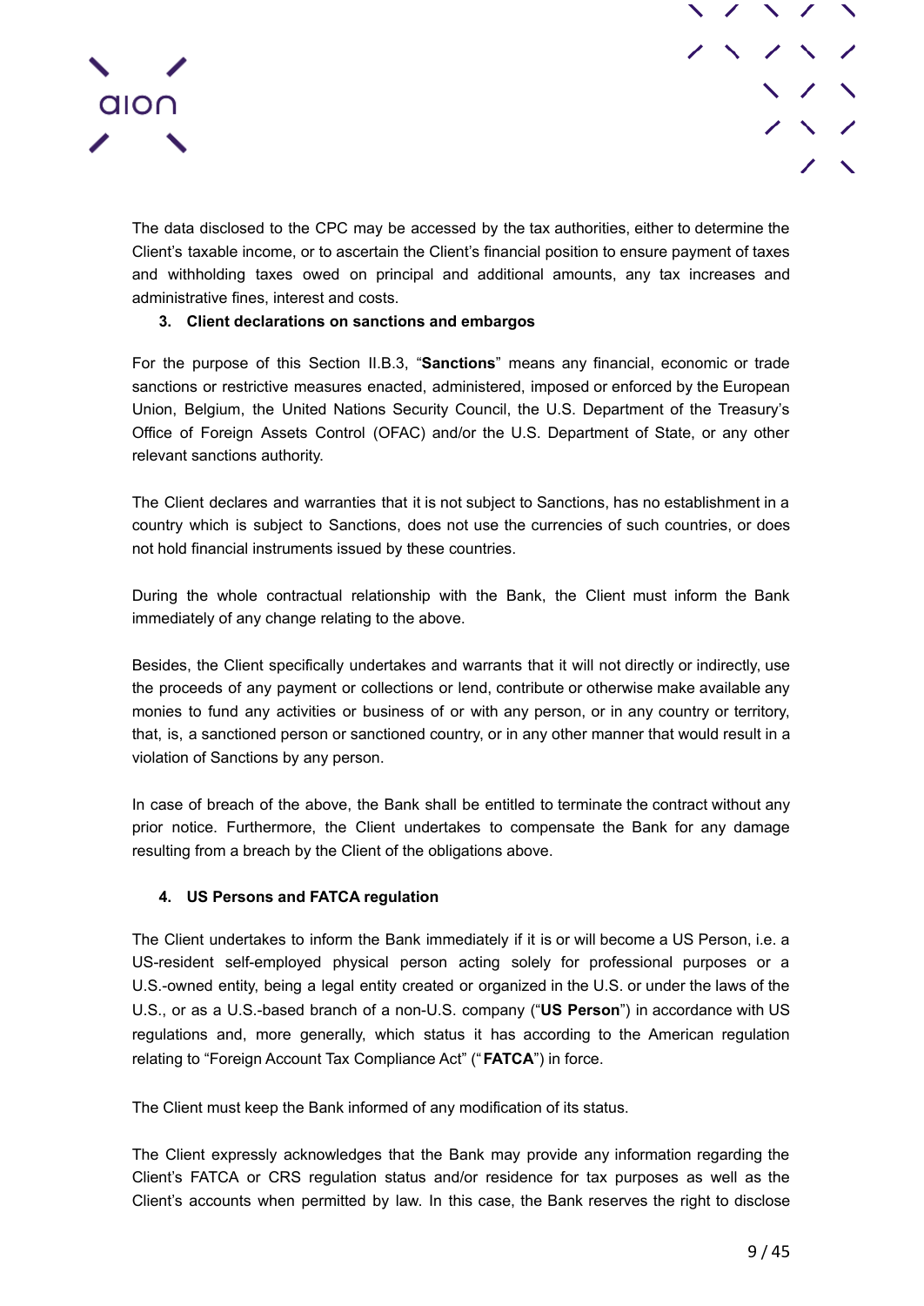The data disclosed to the CPC may be accessed by the tax authorities, either to determine the Client's taxable income, or to ascertain the Client's financial position to ensure payment of taxes and withholding taxes owed on principal and additional amounts, any tax increases and administrative fines, interest and costs.

### 3. Client declarations on sanctions and embargos

For the purpose of this Section II.B.3, "**Sanctions**" means any financial, economic or trade sanctions or restrictive measures enacted, administered, imposed or enforced by the European Union, Belgium, the United Nations Security Council, the U.S. Department of the Treasury's Office of Foreign Assets Control (OFAC) and/or the U.S. Department of State, or any other relevant sanctions authority.

The Client declares and warranties that it is not subject to Sanctions, has no establishment in a country which is subject to Sanctions, does not use the currencies of such countries, or does not hold financial instruments issued by these countries.

During the whole contractual relationship with the Bank, the Client must inform the Bank immediately of any change relating to the above.

Besides, the Client specifically undertakes and warrants that it will not directly or indirectly, use the proceeds of any payment or collections or lend, contribute or otherwise make available any monies to fund any activities or business of or with any person, or in any country or territory, that, is, a sanctioned person or sanctioned country, or in any other manner that would result in a violation of Sanctions by any person.

In case of breach of the above, the Bank shall be entitled to terminate the contract without any prior notice. Furthermore, the Client undertakes to compensate the Bank for any damage resulting from a breach by the Client of the obligations above.

### 4. US Persons and FATCA regulation

The Client undertakes to inform the Bank immediately if it is or will become a US Person, i.e. a US-resident self-employed physical person acting solely for professional purposes or a U.S.-owned entity, being a legal entity created or organized in the U.S. or under the laws of the U.S., or as a U.S.-based branch of a non-U.S. company ("**US Person**") in accordance with US regulations and, more generally, which status it has according to the American regulation relating to "Foreign Account Tax Compliance Act" ("**FATCA**") in force.

The Client must keep the Bank informed of any modification of its status.

The Client expressly acknowledges that the Bank may provide any information regarding the Client's FATCA or CRS regulation status and/or residence for tax purposes as well as the Client's accounts when permitted by law. In this case, the Bank reserves the right to disclose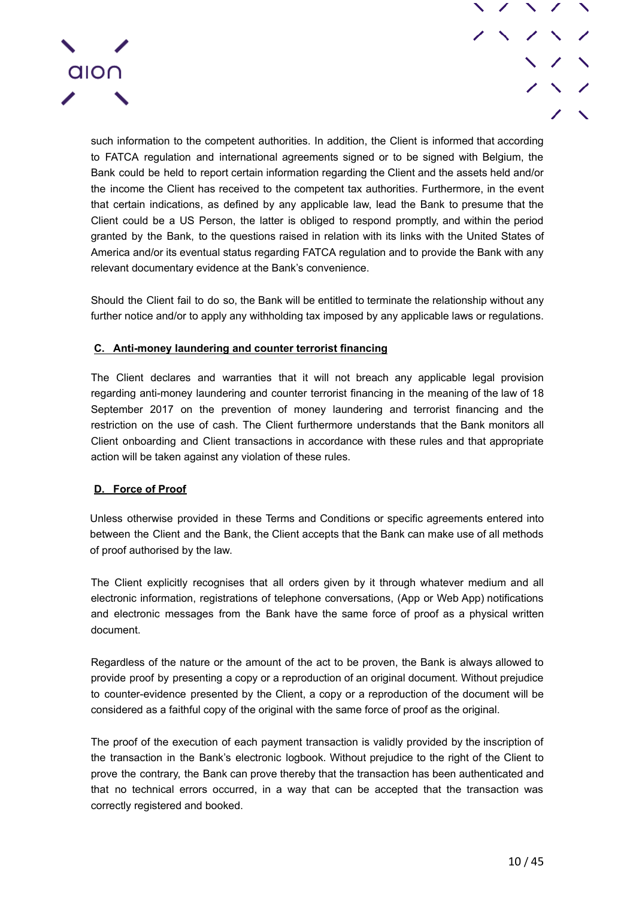such information to the competent authorities. In addition, the Client is informed that according to FATCA regulation and international agreements signed or to be signed with Belgium, the Bank could be held to report certain information regarding the Client and the assets held and/or the income the Client has received to the competent tax authorities. Furthermore, in the event that certain indications, as defined by any applicable law, lead the Bank to presume that the Client could be a US Person, the latter is obliged to respond promptly, and within the period granted by the Bank, to the questions raised in relation with its links with the United States of America and/or its eventual status regarding FATCA regulation and to provide the Bank with any relevant documentary evidence at the Bank's convenience.

Should the Client fail to do so, the Bank will be entitled to terminate the relationship without any further notice and/or to apply any withholding tax imposed by any applicable laws or regulations.

### C. Anti-money laundering and counter terrorist financing

The Client declares and warranties that it will not breach any applicable legal provision regarding anti-money laundering and counter terrorist financing in the meaning of the law of 18 September 2017 on the prevention of money laundering and terrorist financing and the restriction on the use of cash. The Client furthermore understands that the Bank monitors all Client onboarding and Client transactions in accordance with these rules and that appropriate action will be taken against any violation of these rules.

### D. Force of Proof

Unless otherwise provided in these Terms and Conditions or specific agreements entered into between the Client and the Bank, the Client accepts that the Bank can make use of all methods of proof authorised by the law.

The Client explicitly recognises that all orders given by it through whatever medium and all electronic information, registrations of telephone conversations, (App or Web App) notifications and electronic messages from the Bank have the same force of proof as a physical written document.

Regardless of the nature or the amount of the act to be proven, the Bank is always allowed to provide proof by presenting a copy or a reproduction of an original document. Without prejudice to counter-evidence presented by the Client, a copy or a reproduction of the document will be considered as a faithful copy of the original with the same force of proof as the original.

The proof of the execution of each payment transaction is validly provided by the inscription of the transaction in the Bank's electronic logbook. Without prejudice to the right of the Client to prove the contrary, the Bank can prove thereby that the transaction has been authenticated and that no technical errors occurred, in a way that can be accepted that the transaction was correctly registered and booked.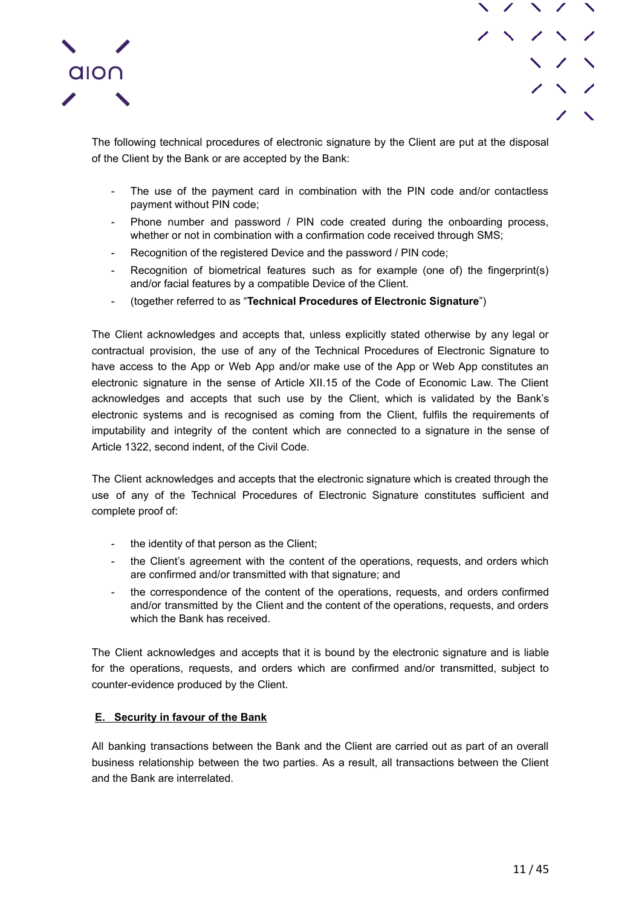The following technical procedures of electronic signature by the Client are put at the disposal of the Client by the Bank or are accepted by the Bank:

- The use of the payment card in combination with the PIN code and/or contactless payment without PIN code;
- Phone number and password / PIN code created during the onboarding process, whether or not in combination with a confirmation code received through SMS;
- Recognition of the registered Device and the password / PIN code;
- Recognition of biometrical features such as for example (one of) the fingerprint(s) and/or facial features by a compatible Device of the Client.
- (together referred to as "**Technical Procedures of Electronic Signature**")

The Client acknowledges and accepts that, unless explicitly stated otherwise by any legal or contractual provision, the use of any of the Technical Procedures of Electronic Signature to have access to the App or Web App and/or make use of the App or Web App constitutes an electronic signature in the sense of Article XII.15 of the Code of Economic Law. The Client acknowledges and accepts that such use by the Client, which is validated by the Bank's electronic systems and is recognised as coming from the Client, fulfils the requirements of imputability and integrity of the content which are connected to a signature in the sense of Article 1322, second indent, of the Civil Code.

The Client acknowledges and accepts that the electronic signature which is created through the use of any of the Technical Procedures of Electronic Signature constitutes sufficient and complete proof of:

- the identity of that person as the Client;
- the Client's agreement with the content of the operations, requests, and orders which are confirmed and/or transmitted with that signature; and
- the correspondence of the content of the operations, requests, and orders confirmed and/or transmitted by the Client and the content of the operations, requests, and orders which the Bank has received.

The Client acknowledges and accepts that it is bound by the electronic signature and is liable for the operations, requests, and orders which are confirmed and/or transmitted, subject to counter-evidence produced by the Client.

## E. Security in favour of the Bank

All banking transactions between the Bank and the Client are carried out as part of an overall business relationship between the two parties. As a result, all transactions between the Client and the Bank are interrelated.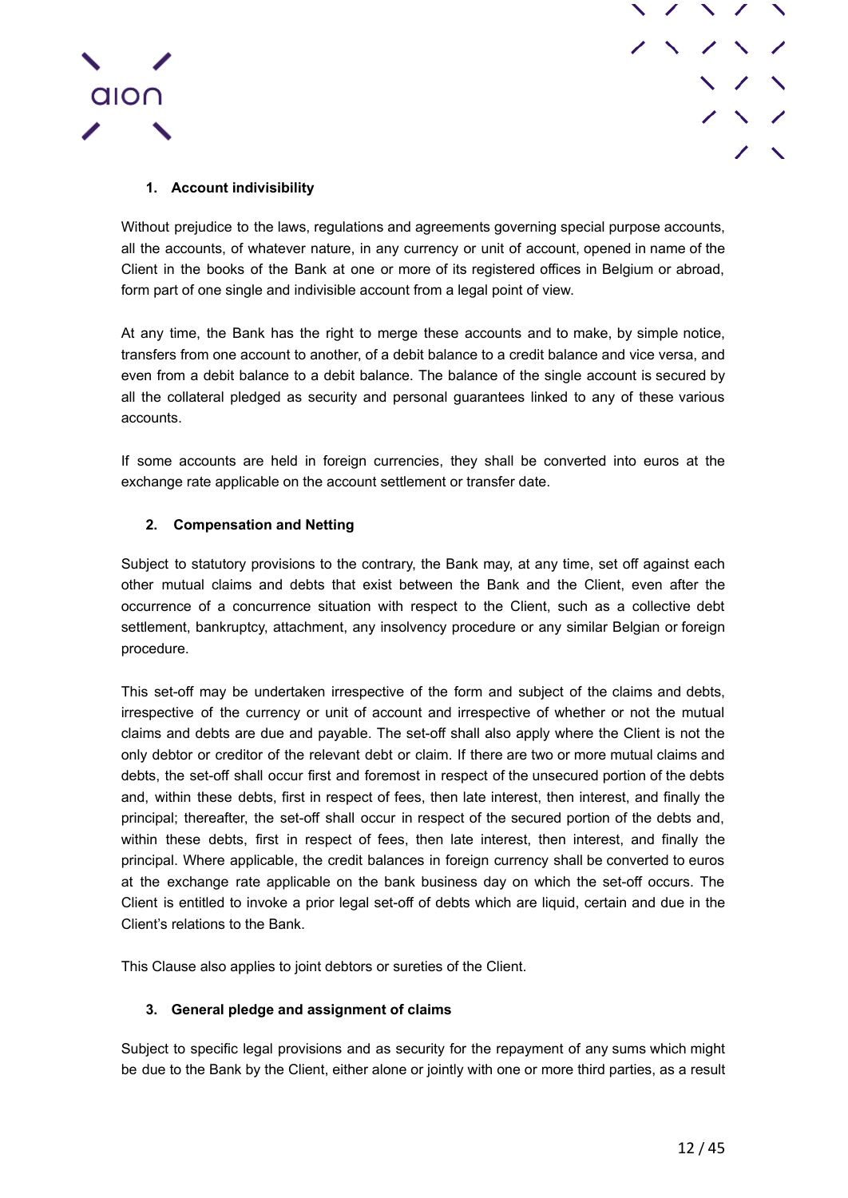## 1. Account indivisibility

Without prejudice to the laws, regulations and agreements governing special purpose accounts, all the accounts, of whatever nature, in any currency or unit of account, opened in name of the Client in the books of the Bank at one or more of its registered offices in Belgium or abroad, form part of one single and indivisible account from a legal point of view.

At any time, the Bank has the right to merge these accounts and to make, by simple notice, transfers from one account to another, of a debit balance to a credit balance and vice versa, and even from a debit balance to a debit balance. The balance of the single account is secured by all the collateral pledged as security and personal guarantees linked to any of these various accounts.

If some accounts are held in foreign currencies, they shall be converted into euros at the exchange rate applicable on the account settlement or transfer date.

## 2. Compensation and Netting

Subject to statutory provisions to the contrary, the Bank may, at any time, set off against each other mutual claims and debts that exist between the Bank and the Client, even after the occurrence of a concurrence situation with respect to the Client, such as a collective debt settlement, bankruptcy, attachment, any insolvency procedure or any similar Belgian or foreign procedure.

This set-off may be undertaken irrespective of the form and subject of the claims and debts, irrespective of the currency or unit of account and irrespective of whether or not the mutual claims and debts are due and payable. The set-off shall also apply where the Client is not the only debtor or creditor of the relevant debt or claim. If there are two or more mutual claims and debts, the set-off shall occur first and foremost in respect of the unsecured portion of the debts and, within these debts, first in respect of fees, then late interest, then interest, and finally the principal; thereafter, the set-off shall occur in respect of the secured portion of the debts and, within these debts, first in respect of fees, then late interest, then interest, and finally the principal. Where applicable, the credit balances in foreign currency shall be converted to euros at the exchange rate applicable on the bank business day on which the set-off occurs. The Client is entitled to invoke a prior legal set-off of debts which are liquid, certain and due in the Client's relations to the Bank.

This Clause also applies to joint debtors or sureties of the Client.

## 3. General pledge and assignment of claims

Subject to specific legal provisions and as security for the repayment of any sums which might be due to the Bank by the Client, either alone or jointly with one or more third parties, as a result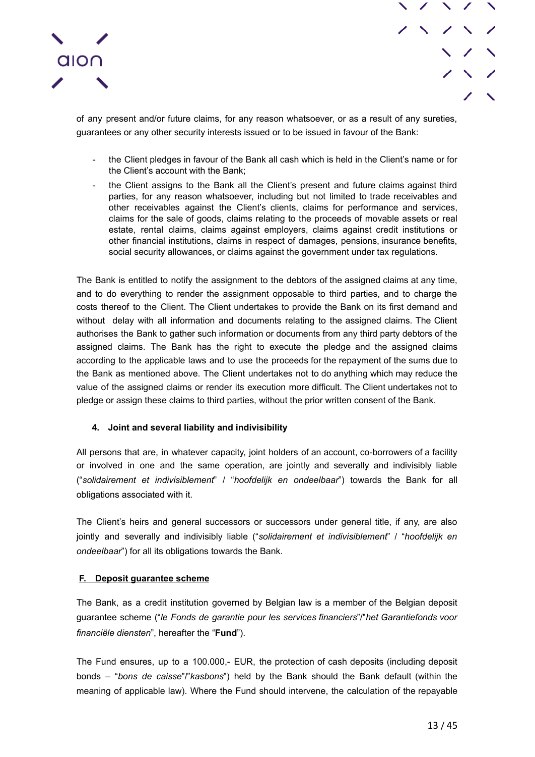of any present and/or future claims, for any reason whatsoever, or as a result of any sureties, guarantees or any other security interests issued or to be issued in favour of the Bank:

- the Client pledges in favour of the Bank all cash which is held in the Client's name or for the Client's account with the Bank;
- the Client assigns to the Bank all the Client's present and future claims against third parties, for any reason whatsoever, including but not limited to trade receivables and other receivables against the Client's clients, claims for performance and services, claims for the sale of goods, claims relating to the proceeds of movable assets or real estate, rental claims, claims against employers, claims against credit institutions or other financial institutions, claims in respect of damages, pensions, insurance benefits, social security allowances, or claims against the government under tax regulations.

The Bank is entitled to notify the assignment to the debtors of the assigned claims at any time, and to do everything to render the assignment opposable to third parties, and to charge the costs thereof to the Client. The Client undertakes to provide the Bank on its first demand and without delay with all information and documents relating to the assigned claims. The Client authorises the Bank to gather such information or documents from any third party debtors of the assigned claims. The Bank has the right to execute the pledge and the assigned claims according to the applicable laws and to use the proceeds for the repayment of the sums due to the Bank as mentioned above. The Client undertakes not to do anything which may reduce the value of the assigned claims or render its execution more difficult. The Client undertakes not to pledge or assign these claims to third parties, without the prior written consent of the Bank.

#### 4. Joint and several liability and indivisibility

All persons that are, in whatever capacity, joint holders of an account, co-borrowers of a facility or involved in one and the same operation, are jointly and severally and indivisibly liable ("*solidairement et indivisiblement*" / "*hoofdelijk en ondeelbaar*") towards the Bank for all obligations associated with it.

The Client's heirs and general successors or successors under general title, if any, are also jointly and severally and indivisibly liable ("*solidairement et indivisiblement*" / "*hoofdelijk en ondeelbaar*") for all its obligations towards the Bank.

### F. Deposit guarantee scheme

The Bank, as a credit institution governed by Belgian law is a member of the Belgian deposit guarantee scheme ("*le Fonds de garantie pour les services financiers*"/"*het Garantiefonds voor financiële diensten*", hereafter the "**Fund**").

The Fund ensures, up to a 100.000,- EUR, the protection of cash deposits (including deposit bonds – "*bons de caisse*"/"*kasbons*") held by the Bank should the Bank default (within the meaning of applicable law). Where the Fund should intervene, the calculation of the repayable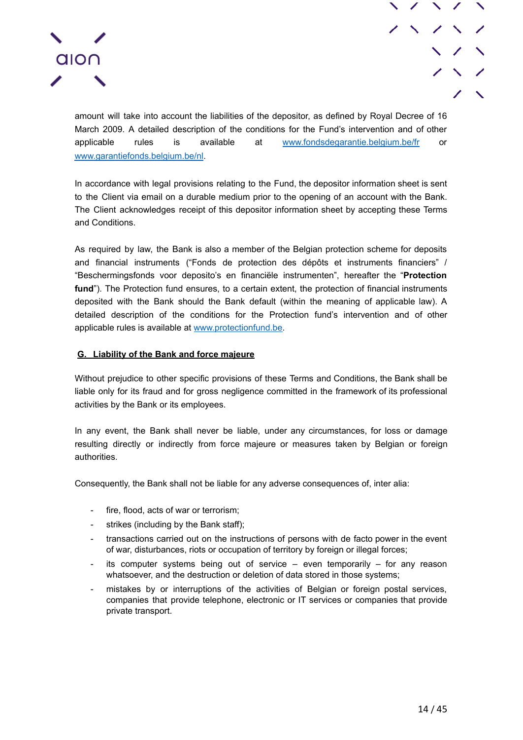amount will take into account the liabilities of the depositor, as defined by Royal Decree of 16 March 2009. A detailed description of the conditions for the Fund's intervention and of other applicable rules is available at www.fondsdegarantie.belgium.be/fr or www.garantiefonds.belgium.be/nl.

In accordance with legal provisions relating to the Fund, the depositor information sheet is sent to the Client via email on a durable medium prior to the opening of an account with the Bank. The Client acknowledges receipt of this depositor information sheet by accepting these Terms and Conditions.

As required by law, the Bank is also a member of the Belgian protection scheme for deposits and financial instruments ("Fonds de protection des dépôts et instruments financiers" / "Beschermingsfonds voor deposito's en financiële instrumenten", hereafter the "**Protection fund**"). The Protection fund ensures, to a certain extent, the protection of financial instruments deposited with the Bank should the Bank default (within the meaning of applicable law). A detailed description of the conditions for the Protection fund's intervention and of other applicable rules is available at www.protectionfund.be.

## G. Liability of the Bank and force majeure

Without prejudice to other specific provisions of these Terms and Conditions, the Bank shall be liable only for its fraud and for gross negligence committed in the framework of its professional activities by the Bank or its employees.

In any event, the Bank shall never be liable, under any circumstances, for loss or damage resulting directly or indirectly from force majeure or measures taken by Belgian or foreign authorities.

Consequently, the Bank shall not be liable for any adverse consequences of, inter alia:

- fire, flood, acts of war or terrorism;
- strikes (including by the Bank staff);
- transactions carried out on the instructions of persons with de facto power in the event of war, disturbances, riots or occupation of territory by foreign or illegal forces;
- its computer systems being out of service – even temporarily – for any reason whatsoever, and the destruction or deletion of data stored in those systems;
- mistakes by or interruptions of the activities of Belgian or foreign postal services, companies that provide telephone, electronic or IT services or companies that provide private transport.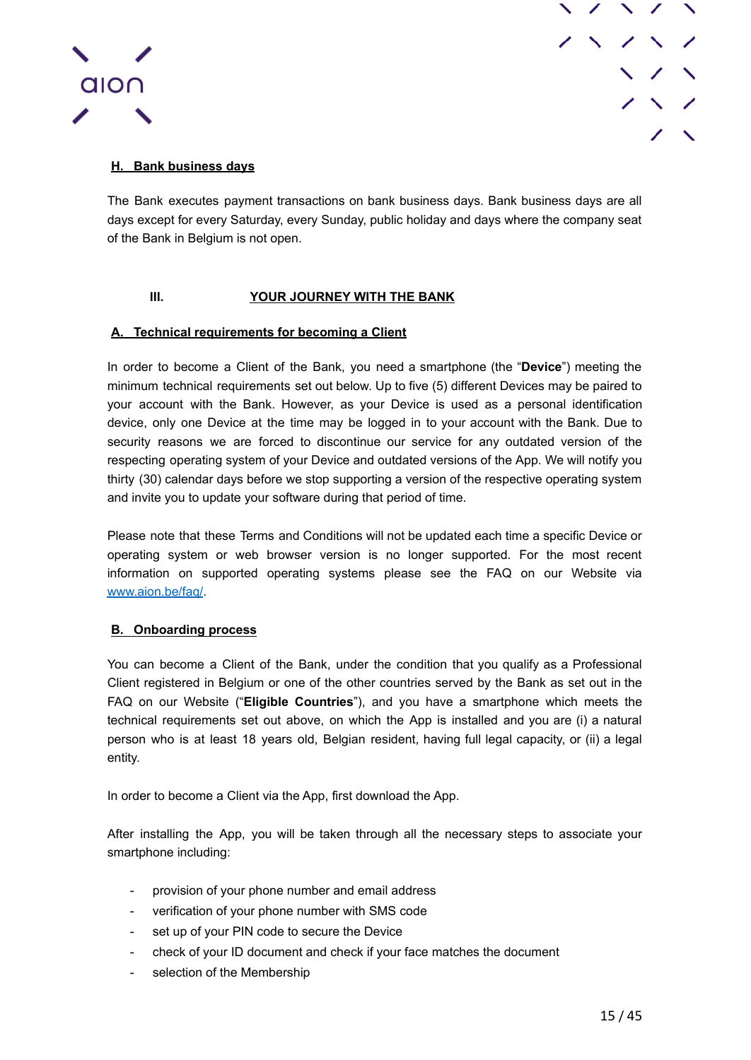### H. Bank business days

The Bank executes payment transactions on bank business days. Bank business days are all days except for every Saturday, every Sunday, public holiday and days where the company seat of the Bank in Belgium is not open.

## III. YOUR JOURNEY WITH THE BANK

### A. Technical requirements for becoming a Client

In order to become a Client of the Bank, you need a smartphone (the "**Device**") meeting the minimum technical requirements set out below. Up to five (5) different Devices may be paired to your account with the Bank. However, as your Device is used as a personal identification device, only one Device at the time may be logged in to your account with the Bank. Due to security reasons we are forced to discontinue our service for any outdated version of the respecting operating system of your Device and outdated versions of the App. We will notify you thirty (30) calendar days before we stop supporting a version of the respective operating system and invite you to update your software during that period of time.

Please note that these Terms and Conditions will not be updated each time a specific Device or operating system or web browser version is no longer supported. For the most recent information on supported operating systems please see the FAQ on our Website via [www.aion.be/faq/](www.aion.be/faq/).

### B. Onboarding process

You can become a Client of the Bank, under the condition that you qualify as a Professional Client registered in Belgium or one of the other countries served by the Bank as set out in the FAQ on our Website ("**Eligible Countries**"), and you have a smartphone which meets the technical requirements set out above, on which the App is installed and you are (i) a natural person who is at least 18 years old, Belgian resident, having full legal capacity, or (ii) a legal entity.

In order to become a Client via the App, first download the App.

After installing the App, you will be taken through all the necessary steps to associate your smartphone including:

- provision of your phone number and email address
- verification of your phone number with SMS code
- set up of your PIN code to secure the Device
- check of your ID document and check if your face matches the document
- selection of the Membership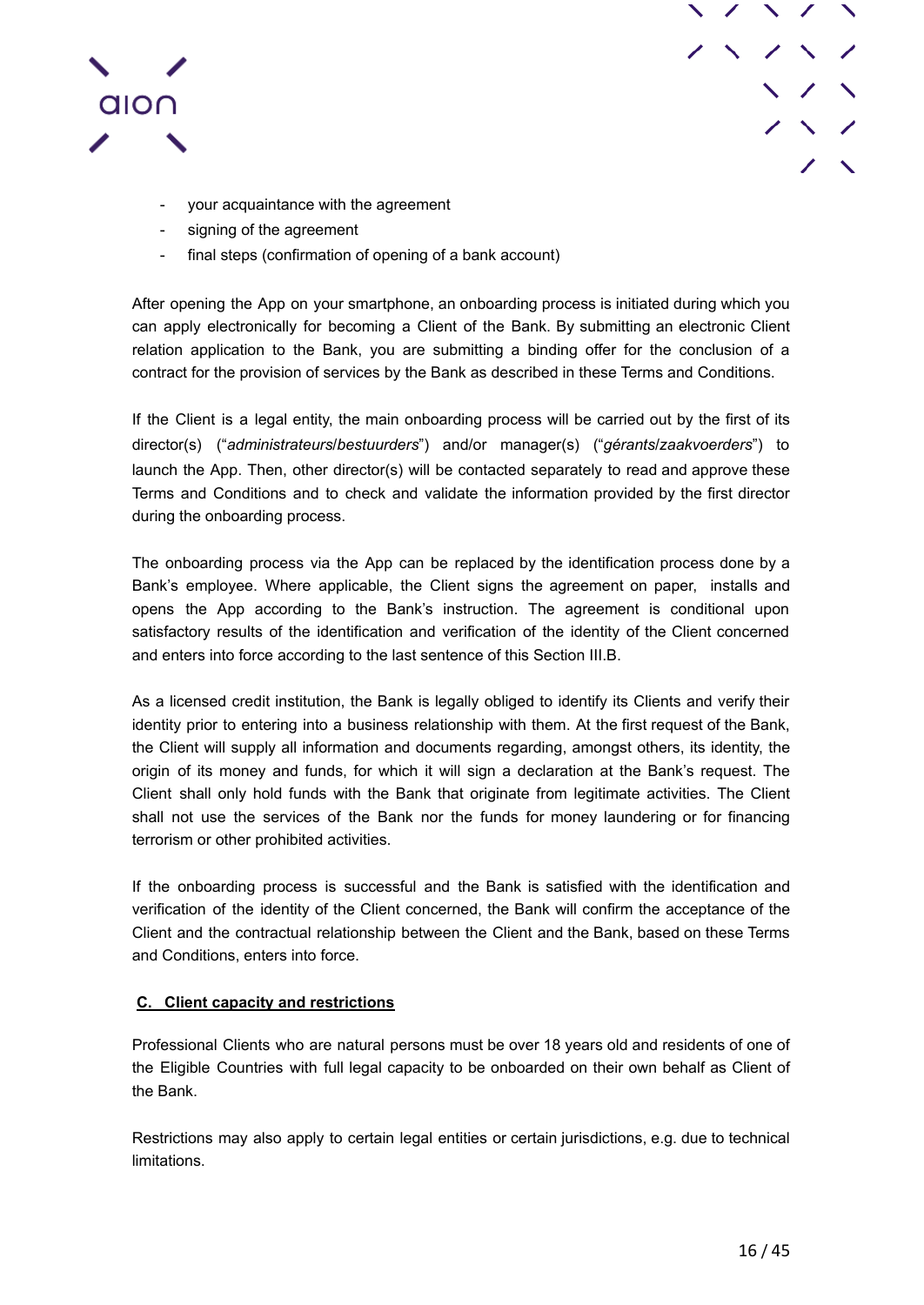- your acquaintance with the agreement
- signing of the agreement
- final steps (confirmation of opening of a bank account)

After opening the App on your smartphone, an onboarding process is initiated during which you can apply electronically for becoming a Client of the Bank. By submitting an electronic Client relation application to the Bank, you are submitting a binding offer for the conclusion of a contract for the provision of services by the Bank as described in these Terms and Conditions.

If the Client is a legal entity, the main onboarding process will be carried out by the first of its director(s) ("*administrateurs*/*bestuurders*") and/or manager(s) ("*gérants*/*zaakvoerders*") to launch the App. Then, other director(s) will be contacted separately to read and approve these Terms and Conditions and to check and validate the information provided by the first director during the onboarding process.

The onboarding process via the App can be replaced by the identification process done by a Bank's employee. Where applicable, the Client signs the agreement on paper, installs and opens the App according to the Bank's instruction. The agreement is conditional upon satisfactory results of the identification and verification of the identity of the Client concerned and enters into force according to the last sentence of this Section III.B.

As a licensed credit institution, the Bank is legally obliged to identify its Clients and verify their identity prior to entering into a business relationship with them. At the first request of the Bank, the Client will supply all information and documents regarding, amongst others, its identity, the origin of its money and funds, for which it will sign a declaration at the Bank's request. The Client shall only hold funds with the Bank that originate from legitimate activities. The Client shall not use the services of the Bank nor the funds for money laundering or for financing terrorism or other prohibited activities.

If the onboarding process is successful and the Bank is satisfied with the identification and verification of the identity of the Client concerned, the Bank will confirm the acceptance of the Client and the contractual relationship between the Client and the Bank, based on these Terms and Conditions, enters into force.

### C. Client capacity and restrictions

Professional Clients who are natural persons must be over 18 years old and residents of one of the Eligible Countries with full legal capacity to be onboarded on their own behalf as Client of the Bank.

Restrictions may also apply to certain legal entities or certain jurisdictions, e.g. due to technical limitations.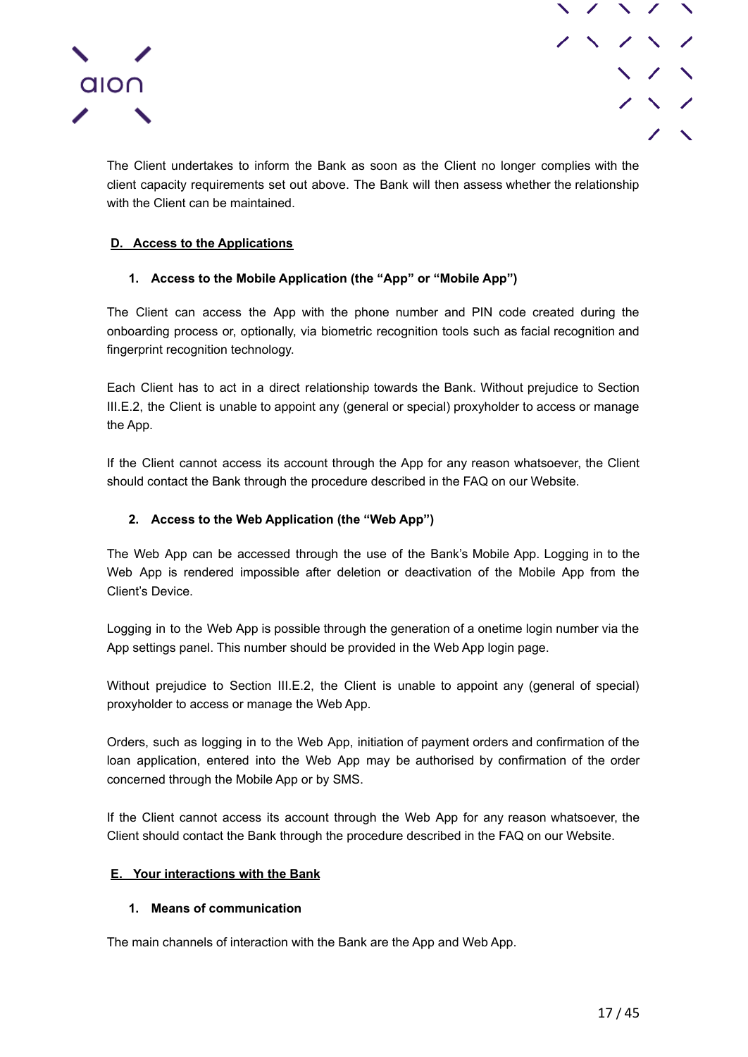The Client undertakes to inform the Bank as soon as the Client no longer complies with the client capacity requirements set out above. The Bank will then assess whether the relationship with the Client can be maintained.

## D. Access to the Applications

### 1. Access to the Mobile Application (the "App" or "Mobile App")

The Client can access the App with the phone number and PIN code created during the onboarding process or, optionally, via biometric recognition tools such as facial recognition and fingerprint recognition technology.

Each Client has to act in a direct relationship towards the Bank. Without prejudice to Section III.E.2, the Client is unable to appoint any (general or special) proxyholder to access or manage the App.

If the Client cannot access its account through the App for any reason whatsoever, the Client should contact the Bank through the procedure described in the FAQ on our Website.

### 2. Access to the Web Application (the "Web App")

The Web App can be accessed through the use of the Bank's Mobile App. Logging in to the Web App is rendered impossible after deletion or deactivation of the Mobile App from the Client's Device.

Logging in to the Web App is possible through the generation of a onetime login number via the App settings panel. This number should be provided in the Web App login page.

Without prejudice to Section III.E.2, the Client is unable to appoint any (general of special) proxyholder to access or manage the Web App.

Orders, such as logging in to the Web App, initiation of payment orders and confirmation of the loan application, entered into the Web App may be authorised by confirmation of the order concerned through the Mobile App or by SMS.

If the Client cannot access its account through the Web App for any reason whatsoever, the Client should contact the Bank through the procedure described in the FAQ on our Website.

## E. Your interactions with the Bank

### 1. Means of communication

The main channels of interaction with the Bank are the App and Web App.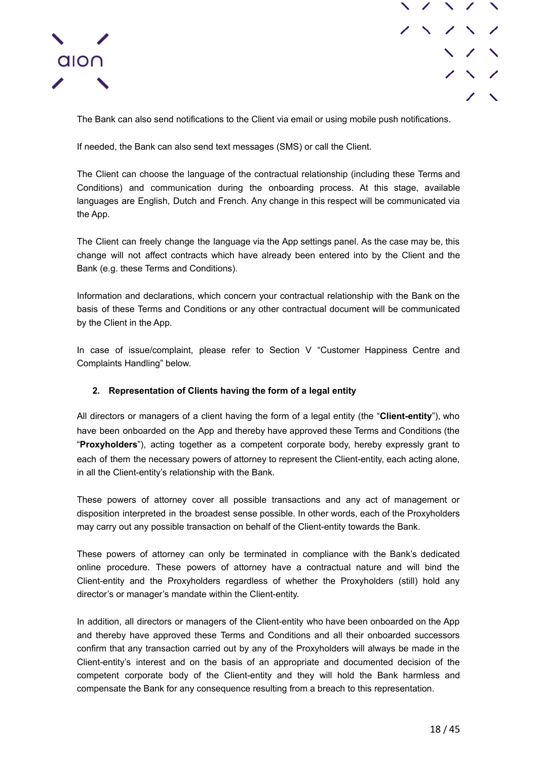The Bank can also send notifications to the Client via email or using mobile push notifications.

If needed, the Bank can also send text messages (SMS) or call the Client.

The Client can choose the language of the contractual relationship (including these Terms and Conditions) and communication during the onboarding process. At this stage, available languages are English, Dutch and French. Any change in this respect will be communicated via the App.

The Client can freely change the language via the App settings panel. As the case may be, this change will not affect contracts which have already been entered into by the Client and the Bank (e.g. these Terms and Conditions).

Information and declarations, which concern your contractual relationship with the Bank on the basis of these Terms and Conditions or any other contractual document will be communicated by the Client in the App.

In case of issue/complaint, please refer to Section V "Customer Happiness Centre and Complaints Handling" below.

## 2. Representation of Clients having the form of a legal entity

All directors or managers of a client having the form of a legal entity (the "**Client-entity**"), who have been onboarded on the App and thereby have approved these Terms and Conditions (the "**Proxyholders**"), acting together as a competent corporate body, hereby expressly grant to each of them the necessary powers of attorney to represent the Client-entity, each acting alone, in all the Client-entity's relationship with the Bank.

These powers of attorney cover all possible transactions and any act of management or disposition interpreted in the broadest sense possible. In other words, each of the Proxyholders may carry out any possible transaction on behalf of the Client-entity towards the Bank.

These powers of attorney can only be terminated in compliance with the Bank's dedicated online procedure. These powers of attorney have a contractual nature and will bind the Client-entity and the Proxyholders regardless of whether the Proxyholders (still) hold any director's or manager's mandate within the Client-entity.

In addition, all directors or managers of the Client-entity who have been onboarded on the App and thereby have approved these Terms and Conditions and all their onboarded successors confirm that any transaction carried out by any of the Proxyholders will always be made in the Client-entity's interest and on the basis of an appropriate and documented decision of the competent corporate body of the Client-entity and they will hold the Bank harmless and compensate the Bank for any consequence resulting from a breach to this representation.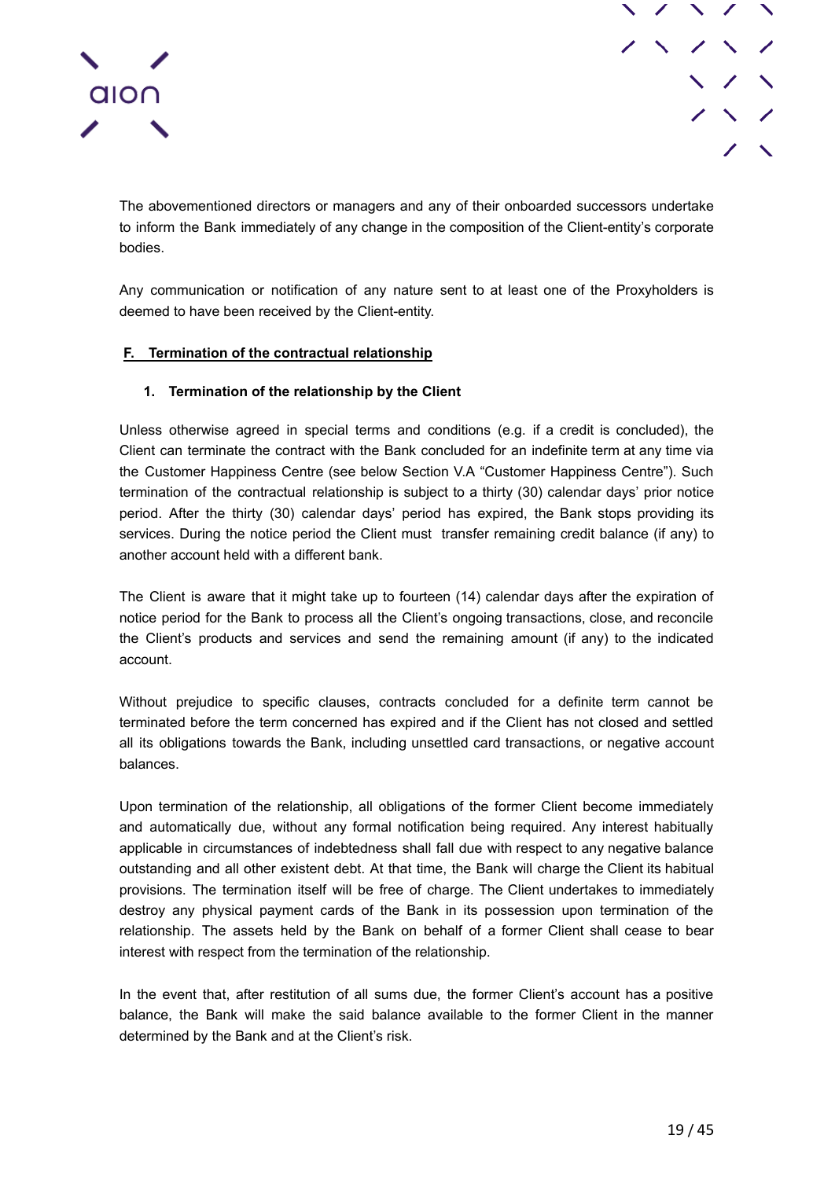The abovementioned directors or managers and any of their onboarded successors undertake to inform the Bank immediately of any change in the composition of the Client-entity's corporate bodies.

Any communication or notification of any nature sent to at least one of the Proxyholders is deemed to have been received by the Client-entity.

## F. Termination of the contractual relationship

### 1. Termination of the relationship by the Client

Unless otherwise agreed in special terms and conditions (e.g. if a credit is concluded), the Client can terminate the contract with the Bank concluded for an indefinite term at any time via the Customer Happiness Centre (see below Section V.A "Customer Happiness Centre"). Such termination of the contractual relationship is subject to a thirty (30) calendar days' prior notice period. After the thirty (30) calendar days' period has expired, the Bank stops providing its services. During the notice period the Client must transfer remaining credit balance (if any) to another account held with a different bank.

The Client is aware that it might take up to fourteen (14) calendar days after the expiration of notice period for the Bank to process all the Client's ongoing transactions, close, and reconcile the Client's products and services and send the remaining amount (if any) to the indicated account.

Without prejudice to specific clauses, contracts concluded for a definite term cannot be terminated before the term concerned has expired and if the Client has not closed and settled all its obligations towards the Bank, including unsettled card transactions, or negative account balances.

Upon termination of the relationship, all obligations of the former Client become immediately and automatically due, without any formal notification being required. Any interest habitually applicable in circumstances of indebtedness shall fall due with respect to any negative balance outstanding and all other existent debt. At that time, the Bank will charge the Client its habitual provisions. The termination itself will be free of charge. The Client undertakes to immediately destroy any physical payment cards of the Bank in its possession upon termination of the relationship. The assets held by the Bank on behalf of a former Client shall cease to bear interest with respect from the termination of the relationship.

In the event that, after restitution of all sums due, the former Client's account has a positive balance, the Bank will make the said balance available to the former Client in the manner determined by the Bank and at the Client's risk.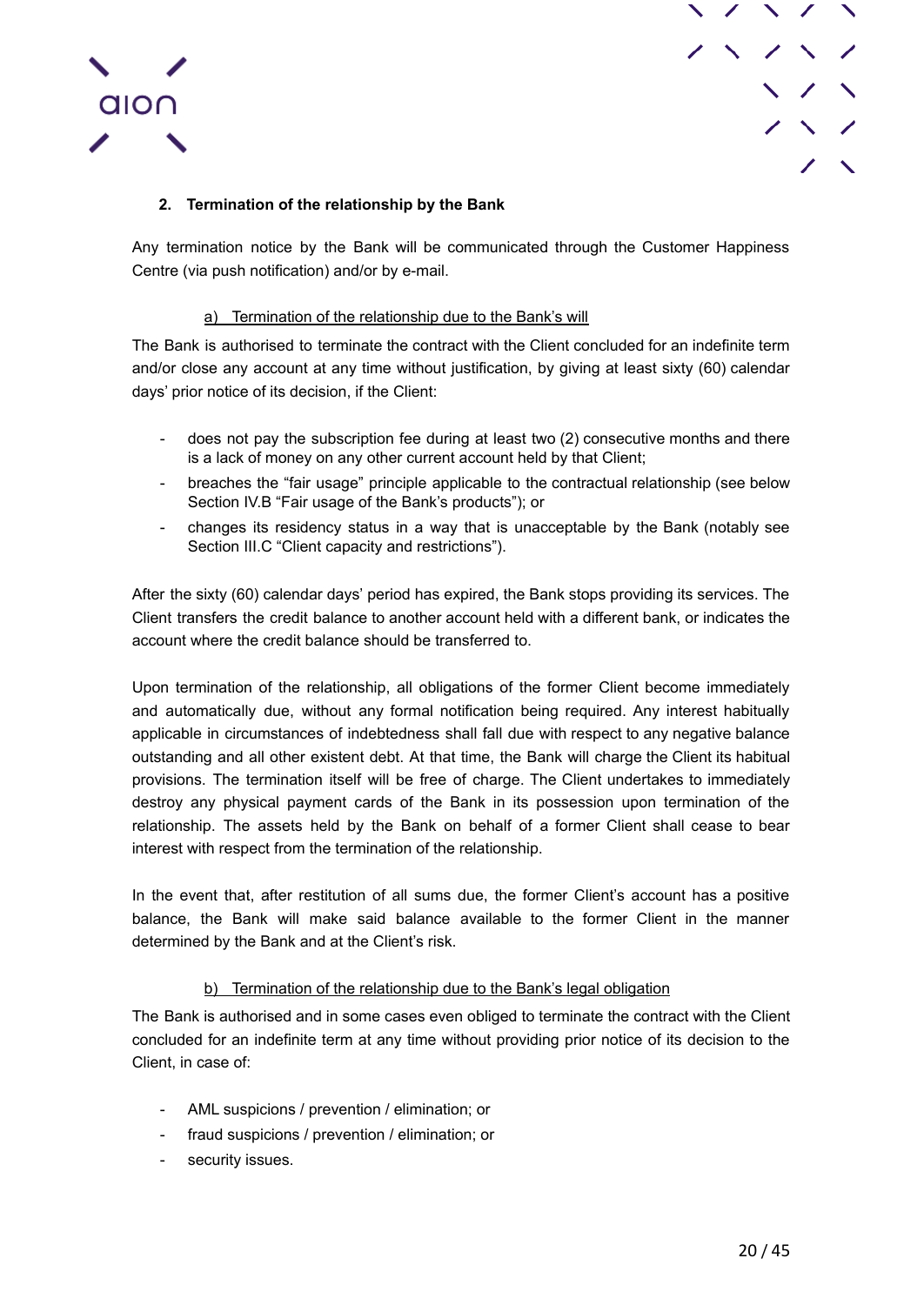## 2. Termination of the relationship by the Bank

Any termination notice by the Bank will be communicated through the Customer Happiness Centre (via push notification) and/or by e-mail.

### a) Termination of the relationship due to the Bank's will

The Bank is authorised to terminate the contract with the Client concluded for an indefinite term and/or close any account at any time without justification, by giving at least sixty (60) calendar days' prior notice of its decision, if the Client:

- does not pay the subscription fee during at least two (2) consecutive months and there is a lack of money on any other current account held by that Client;
- breaches the "fair usage" principle applicable to the contractual relationship (see below Section IV.B "Fair usage of the Bank's products"); or
- changes its residency status in a way that is unacceptable by the Bank (notably see Section III.C "Client capacity and restrictions").

After the sixty (60) calendar days' period has expired, the Bank stops providing its services. The Client transfers the credit balance to another account held with a different bank, or indicates the account where the credit balance should be transferred to.

Upon termination of the relationship, all obligations of the former Client become immediately and automatically due, without any formal notification being required. Any interest habitually applicable in circumstances of indebtedness shall fall due with respect to any negative balance outstanding and all other existent debt. At that time, the Bank will charge the Client its habitual provisions. The termination itself will be free of charge. The Client undertakes to immediately destroy any physical payment cards of the Bank in its possession upon termination of the relationship. The assets held by the Bank on behalf of a former Client shall cease to bear interest with respect from the termination of the relationship.

In the event that, after restitution of all sums due, the former Client's account has a positive balance, the Bank will make said balance available to the former Client in the manner determined by the Bank and at the Client's risk.

### b) Termination of the relationship due to the Bank's legal obligation

The Bank is authorised and in some cases even obliged to terminate the contract with the Client concluded for an indefinite term at any time without providing prior notice of its decision to the Client, in case of:

- AML suspicions / prevention / elimination; or
- fraud suspicions / prevention / elimination; or
- security issues.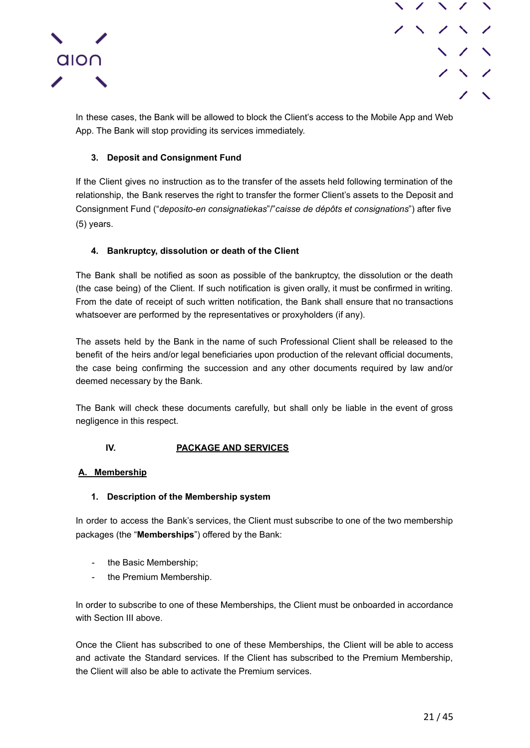In these cases, the Bank will be allowed to block the Client's access to the Mobile App and Web App. The Bank will stop providing its services immediately.

### 3. Deposit and Consignment Fund

If the Client gives no instruction as to the transfer of the assets held following termination of the relationship, the Bank reserves the right to transfer the former Client's assets to the Deposit and Consignment Fund ("*deposito-en consignatiekas*"/"*caisse de dépôts et consignations*") after five (5) years.

### 4. Bankruptcy, dissolution or death of the Client

The Bank shall be notified as soon as possible of the bankruptcy, the dissolution or the death (the case being) of the Client. If such notification is given orally, it must be confirmed in writing. From the date of receipt of such written notification, the Bank shall ensure that no transactions whatsoever are performed by the representatives or proxyholders (if any).

The assets held by the Bank in the name of such Professional Client shall be released to the benefit of the heirs and/or legal beneficiaries upon production of the relevant official documents, the case being confirming the succession and any other documents required by law and/or deemed necessary by the Bank.

The Bank will check these documents carefully, but shall only be liable in the event of gross negligence in this respect.

## IV. PACKAGE AND SERVICES

## A. Membership

### 1. Description of the Membership system

In order to access the Bank's services, the Client must subscribe to one of the two membership packages (the "**Memberships**") offered by the Bank:

- the Basic Membership;
- the Premium Membership.

In order to subscribe to one of these Memberships, the Client must be onboarded in accordance with Section III above.

Once the Client has subscribed to one of these Memberships, the Client will be able to access and activate the Standard services. If the Client has subscribed to the Premium Membership, the Client will also be able to activate the Premium services.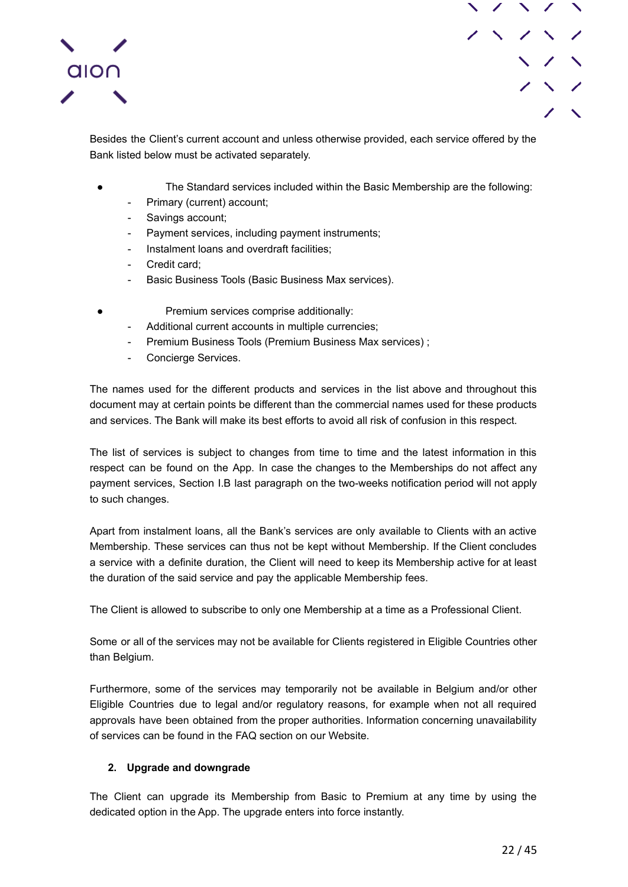Besides the Client's current account and unless otherwise provided, each service offered by the Bank listed below must be activated separately.

- The Standard services included within the Basic Membership are the following:
  - Primary (current) account;
  - Savings account;
  - Payment services, including payment instruments;
  - Instalment loans and overdraft facilities;
  - Credit card;
  - Basic Business Tools (Basic Business Max services).

- Premium services comprise additionally:
  - Additional current accounts in multiple currencies;
  - Premium Business Tools (Premium Business Max services) ;
  - Concierge Services.

The names used for the different products and services in the list above and throughout this document may at certain points be different than the commercial names used for these products and services. The Bank will make its best efforts to avoid all risk of confusion in this respect.

The list of services is subject to changes from time to time and the latest information in this respect can be found on the App. In case the changes to the Memberships do not affect any payment services, Section I.B last paragraph on the two-weeks notification period will not apply to such changes.

Apart from instalment loans, all the Bank's services are only available to Clients with an active Membership. These services can thus not be kept without Membership. If the Client concludes a service with a definite duration, the Client will need to keep its Membership active for at least the duration of the said service and pay the applicable Membership fees.

The Client is allowed to subscribe to only one Membership at a time as a Professional Client.

Some or all of the services may not be available for Clients registered in Eligible Countries other than Belgium.

Furthermore, some of the services may temporarily not be available in Belgium and/or other Eligible Countries due to legal and/or regulatory reasons, for example when not all required approvals have been obtained from the proper authorities. Information concerning unavailability of services can be found in the FAQ section on our Website.

### 2. Upgrade and downgrade

The Client can upgrade its Membership from Basic to Premium at any time by using the dedicated option in the App. The upgrade enters into force instantly.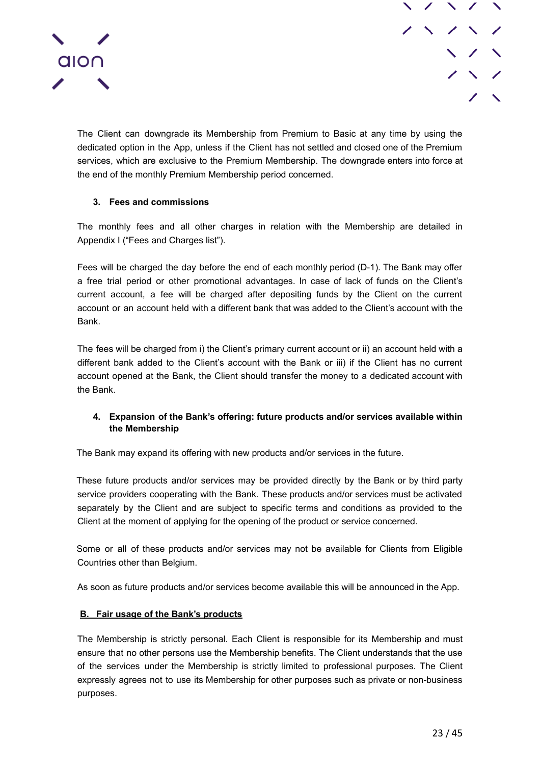The Client can downgrade its Membership from Premium to Basic at any time by using the dedicated option in the App, unless if the Client has not settled and closed one of the Premium services, which are exclusive to the Premium Membership. The downgrade enters into force at the end of the monthly Premium Membership period concerned.

### 3. Fees and commissions

The monthly fees and all other charges in relation with the Membership are detailed in Appendix I ("Fees and Charges list").

Fees will be charged the day before the end of each monthly period (D-1). The Bank may offer a free trial period or other promotional advantages. In case of lack of funds on the Client's current account, a fee will be charged after depositing funds by the Client on the current account or an account held with a different bank that was added to the Client's account with the Bank.

The fees will be charged from i) the Client's primary current account or ii) an account held with a different bank added to the Client's account with the Bank or iii) if the Client has no current account opened at the Bank, the Client should transfer the money to a dedicated account with the Bank.

### 4. Expansion of the Bank's offering: future products and/or services available within the Membership

The Bank may expand its offering with new products and/or services in the future.

These future products and/or services may be provided directly by the Bank or by third party service providers cooperating with the Bank. These products and/or services must be activated separately by the Client and are subject to specific terms and conditions as provided to the Client at the moment of applying for the opening of the product or service concerned.

Some or all of these products and/or services may not be available for Clients from Eligible Countries other than Belgium.

As soon as future products and/or services become available this will be announced in the App.

## B. Fair usage of the Bank's products

The Membership is strictly personal. Each Client is responsible for its Membership and must ensure that no other persons use the Membership benefits. The Client understands that the use of the services under the Membership is strictly limited to professional purposes. The Client expressly agrees not to use its Membership for other purposes such as private or non-business purposes.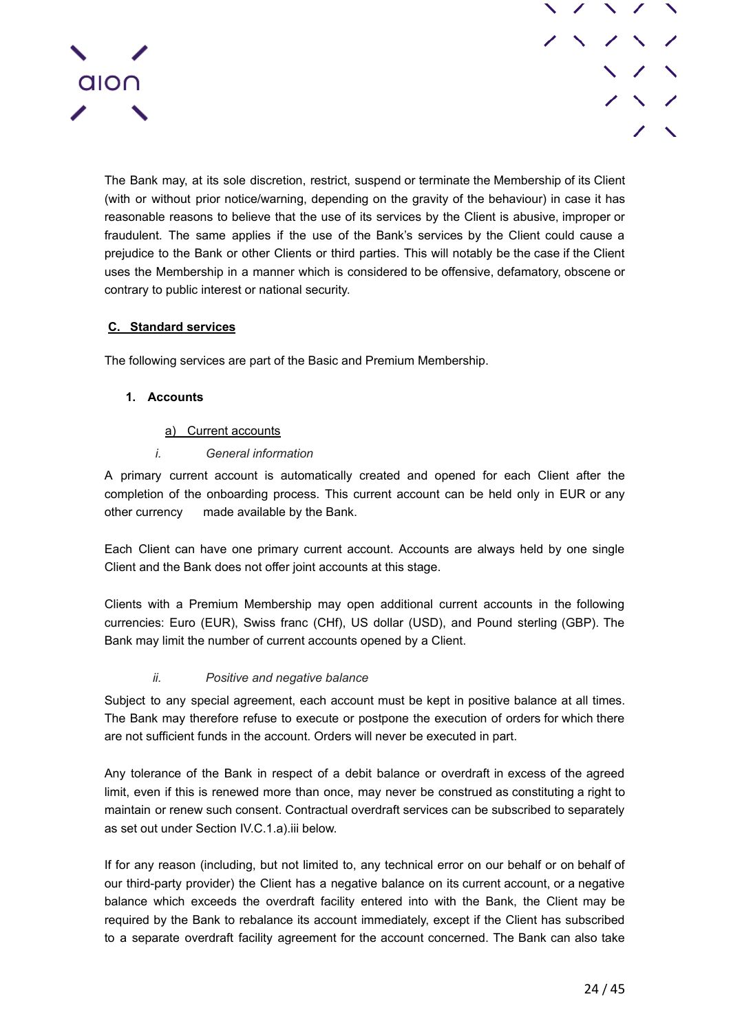The Bank may, at its sole discretion, restrict, suspend or terminate the Membership of its Client (with or without prior notice/warning, depending on the gravity of the behaviour) in case it has reasonable reasons to believe that the use of its services by the Client is abusive, improper or fraudulent. The same applies if the use of the Bank's services by the Client could cause a prejudice to the Bank or other Clients or third parties. This will notably be the case if the Client uses the Membership in a manner which is considered to be offensive, defamatory, obscene or contrary to public interest or national security.

## C. Standard services

The following services are part of the Basic and Premium Membership.

### 1. Accounts

#### a) Current accounts

##### *i. General information*

A primary current account is automatically created and opened for each Client after the completion of the onboarding process. This current account can be held only in EUR or any other currency made available by the Bank.

Each Client can have one primary current account. Accounts are always held by one single Client and the Bank does not offer joint accounts at this stage.

Clients with a Premium Membership may open additional current accounts in the following currencies: Euro (EUR), Swiss franc (CHf), US dollar (USD), and Pound sterling (GBP). The Bank may limit the number of current accounts opened by a Client.

##### *ii. Positive and negative balance*

Subject to any special agreement, each account must be kept in positive balance at all times. The Bank may therefore refuse to execute or postpone the execution of orders for which there are not sufficient funds in the account. Orders will never be executed in part.

Any tolerance of the Bank in respect of a debit balance or overdraft in excess of the agreed limit, even if this is renewed more than once, may never be construed as constituting a right to maintain or renew such consent. Contractual overdraft services can be subscribed to separately as set out under Section IV.C.1.a).iii below.

If for any reason (including, but not limited to, any technical error on our behalf or on behalf of our third-party provider) the Client has a negative balance on its current account, or a negative balance which exceeds the overdraft facility entered into with the Bank, the Client may be required by the Bank to rebalance its account immediately, except if the Client has subscribed to a separate overdraft facility agreement for the account concerned. The Bank can also take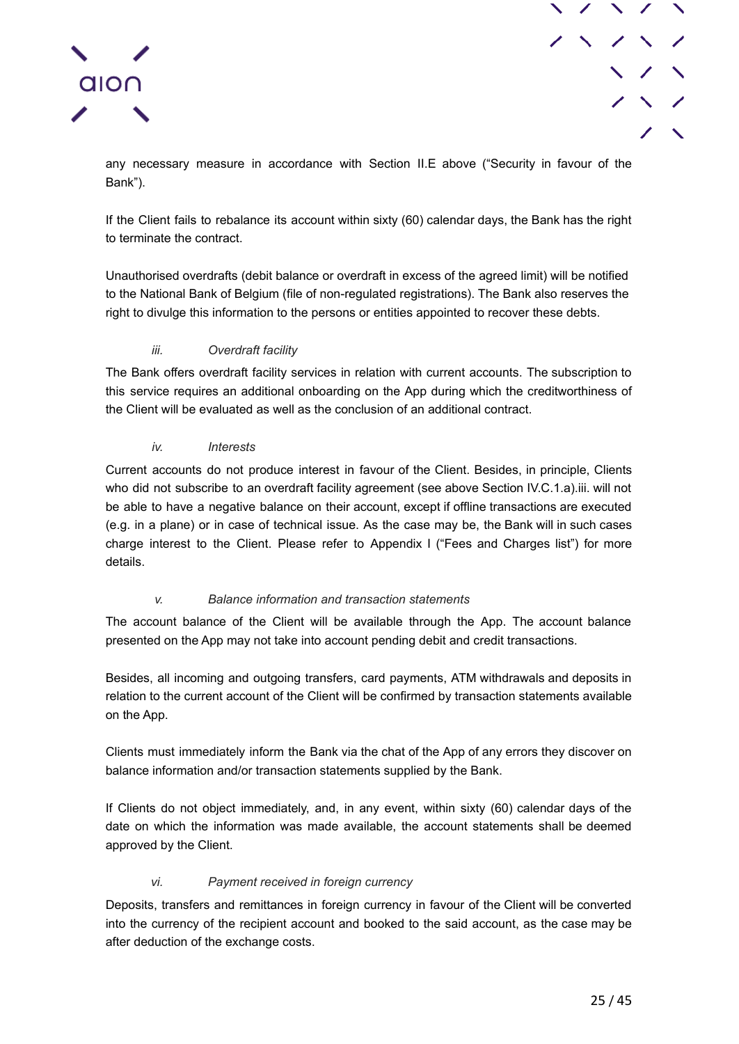any necessary measure in accordance with Section II.E above ("Security in favour of the Bank").

If the Client fails to rebalance its account within sixty (60) calendar days, the Bank has the right to terminate the contract.

Unauthorised overdrafts (debit balance or overdraft in excess of the agreed limit) will be notified to the National Bank of Belgium (file of non-regulated registrations). The Bank also reserves the right to divulge this information to the persons or entities appointed to recover these debts.

*iii. Overdraft facility*

The Bank offers overdraft facility services in relation with current accounts. The subscription to this service requires an additional onboarding on the App during which the creditworthiness of the Client will be evaluated as well as the conclusion of an additional contract.

*iv. Interests*

Current accounts do not produce interest in favour of the Client. Besides, in principle, Clients who did not subscribe to an overdraft facility agreement (see above Section IV.C.1.a).iii. will not be able to have a negative balance on their account, except if offline transactions are executed (e.g. in a plane) or in case of technical issue. As the case may be, the Bank will in such cases charge interest to the Client. Please refer to Appendix I ("Fees and Charges list") for more details.

*v. Balance information and transaction statements*

The account balance of the Client will be available through the App. The account balance presented on the App may not take into account pending debit and credit transactions.

Besides, all incoming and outgoing transfers, card payments, ATM withdrawals and deposits in relation to the current account of the Client will be confirmed by transaction statements available on the App.

Clients must immediately inform the Bank via the chat of the App of any errors they discover on balance information and/or transaction statements supplied by the Bank.

If Clients do not object immediately, and, in any event, within sixty (60) calendar days of the date on which the information was made available, the account statements shall be deemed approved by the Client.

*vi. Payment received in foreign currency*

Deposits, transfers and remittances in foreign currency in favour of the Client will be converted into the currency of the recipient account and booked to the said account, as the case may be after deduction of the exchange costs.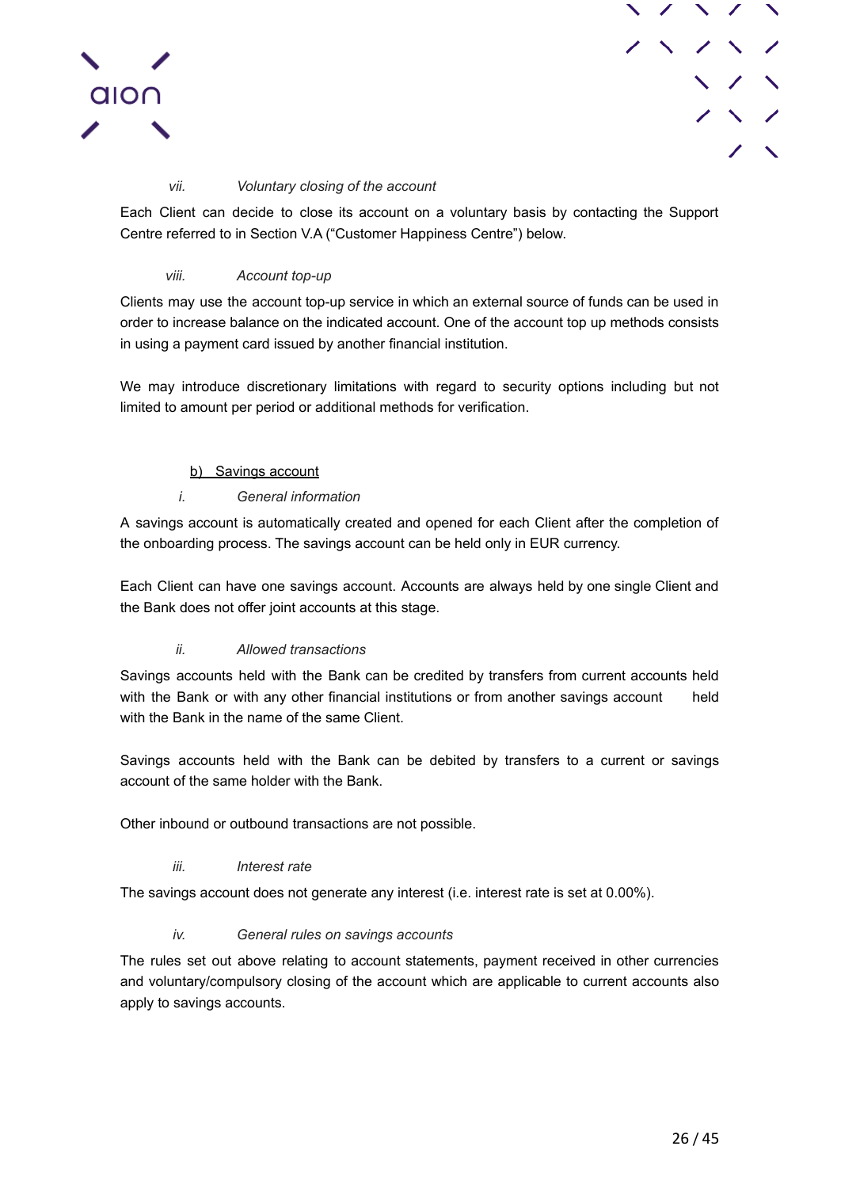*vii. Voluntary closing of the account*

Each Client can decide to close its account on a voluntary basis by contacting the Support Centre referred to in Section V.A (“Customer Happiness Centre”) below.

*viii. Account top-up*

Clients may use the account top-up service in which an external source of funds can be used in order to increase balance on the indicated account. One of the account top up methods consists in using a payment card issued by another financial institution.

We may introduce discretionary limitations with regard to security options including but not limited to amount per period or additional methods for verification.

b) Savings account

*i. General information*

A savings account is automatically created and opened for each Client after the completion of the onboarding process. The savings account can be held only in EUR currency.

Each Client can have one savings account. Accounts are always held by one single Client and the Bank does not offer joint accounts at this stage.

*ii. Allowed transactions*

Savings accounts held with the Bank can be credited by transfers from current accounts held with the Bank or with any other financial institutions or from another savings account held with the Bank in the name of the same Client.

Savings accounts held with the Bank can be debited by transfers to a current or savings account of the same holder with the Bank.

Other inbound or outbound transactions are not possible.

*iii. Interest rate*

The savings account does not generate any interest (i.e. interest rate is set at 0.00%).

*iv. General rules on savings accounts*

The rules set out above relating to account statements, payment received in other currencies and voluntary/compulsory closing of the account which are applicable to current accounts also apply to savings accounts.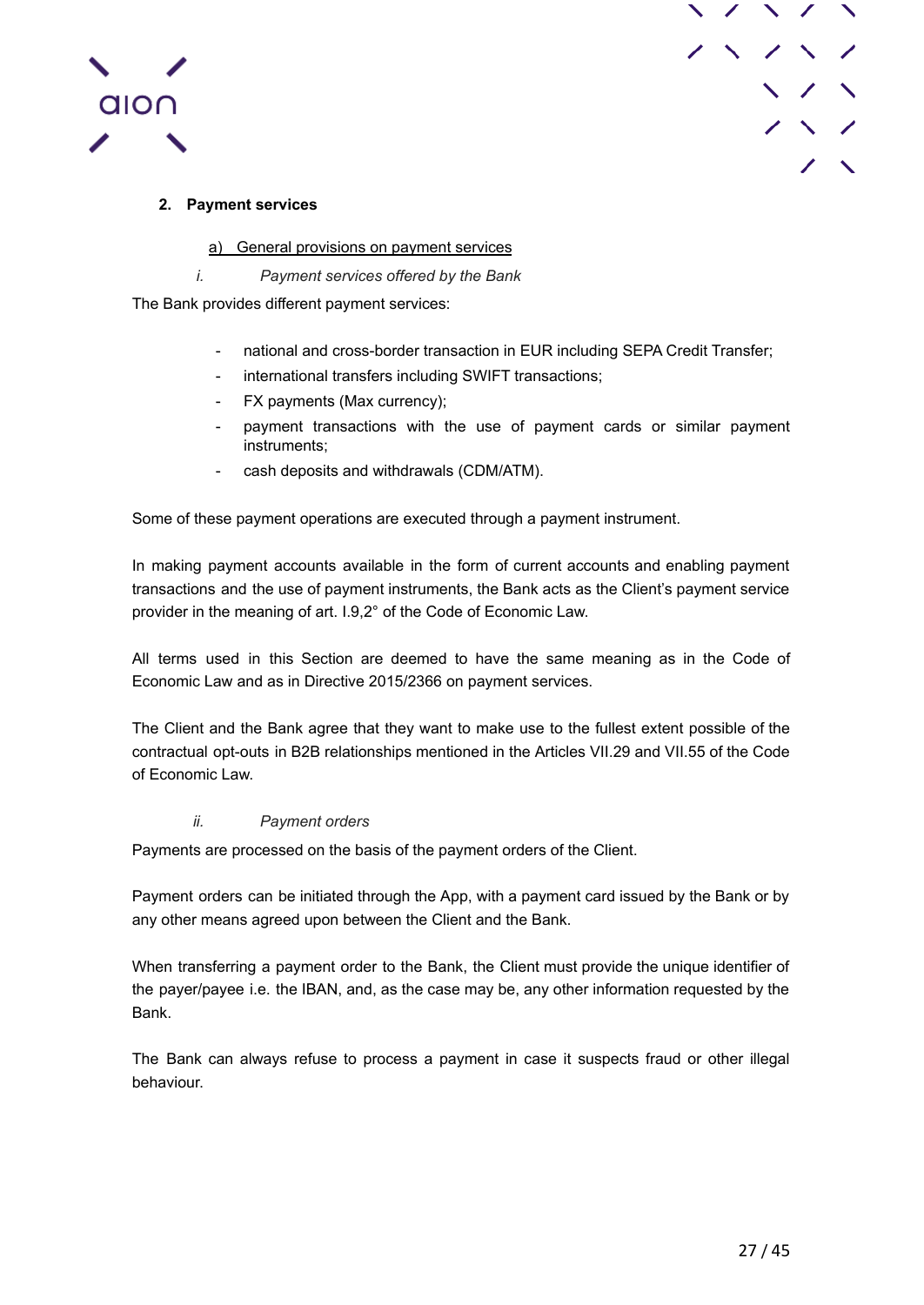## 2. Payment services

### a) General provisions on payment services

#### *i. Payment services offered by the Bank*

The Bank provides different payment services:

- national and cross-border transaction in EUR including SEPA Credit Transfer;
- international transfers including SWIFT transactions;
- FX payments (Max currency);
- payment transactions with the use of payment cards or similar payment instruments;
- cash deposits and withdrawals (CDM/ATM).

Some of these payment operations are executed through a payment instrument.

In making payment accounts available in the form of current accounts and enabling payment transactions and the use of payment instruments, the Bank acts as the Client's payment service provider in the meaning of art. I.9,2° of the Code of Economic Law.

All terms used in this Section are deemed to have the same meaning as in the Code of Economic Law and as in Directive 2015/2366 on payment services.

The Client and the Bank agree that they want to make use to the fullest extent possible of the contractual opt-outs in B2B relationships mentioned in the Articles VII.29 and VII.55 of the Code of Economic Law.

#### *ii. Payment orders*

Payments are processed on the basis of the payment orders of the Client.

Payment orders can be initiated through the App, with a payment card issued by the Bank or by any other means agreed upon between the Client and the Bank.

When transferring a payment order to the Bank, the Client must provide the unique identifier of the payer/payee i.e. the IBAN, and, as the case may be, any other information requested by the Bank.

The Bank can always refuse to process a payment in case it suspects fraud or other illegal behaviour.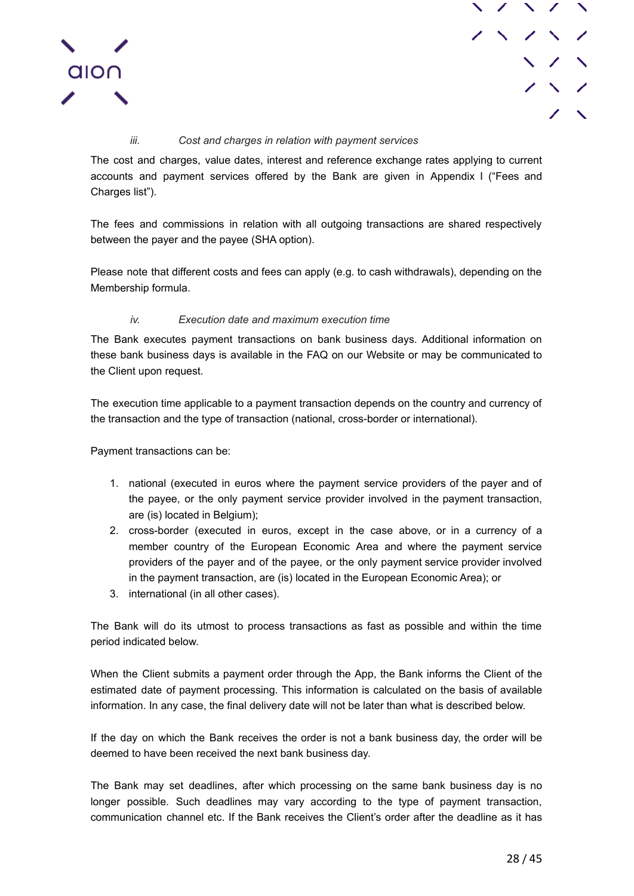### *iii. Cost and charges in relation with payment services*

The cost and charges, value dates, interest and reference exchange rates applying to current accounts and payment services offered by the Bank are given in Appendix I ("Fees and Charges list").

The fees and commissions in relation with all outgoing transactions are shared respectively between the payer and the payee (SHA option).

Please note that different costs and fees can apply (e.g. to cash withdrawals), depending on the Membership formula.

### *iv. Execution date and maximum execution time*

The Bank executes payment transactions on bank business days. Additional information on these bank business days is available in the FAQ on our Website or may be communicated to the Client upon request.

The execution time applicable to a payment transaction depends on the country and currency of the transaction and the type of transaction (national, cross-border or international).

Payment transactions can be:

1. national (executed in euros where the payment service providers of the payer and of the payee, or the only payment service provider involved in the payment transaction, are (is) located in Belgium);
2. cross-border (executed in euros, except in the case above, or in a currency of a member country of the European Economic Area and where the payment service providers of the payer and of the payee, or the only payment service provider involved in the payment transaction, are (is) located in the European Economic Area); or
3. international (in all other cases).

The Bank will do its utmost to process transactions as fast as possible and within the time period indicated below.

When the Client submits a payment order through the App, the Bank informs the Client of the estimated date of payment processing. This information is calculated on the basis of available information. In any case, the final delivery date will not be later than what is described below.

If the day on which the Bank receives the order is not a bank business day, the order will be deemed to have been received the next bank business day.

The Bank may set deadlines, after which processing on the same bank business day is no longer possible. Such deadlines may vary according to the type of payment transaction, communication channel etc. If the Bank receives the Client's order after the deadline as it has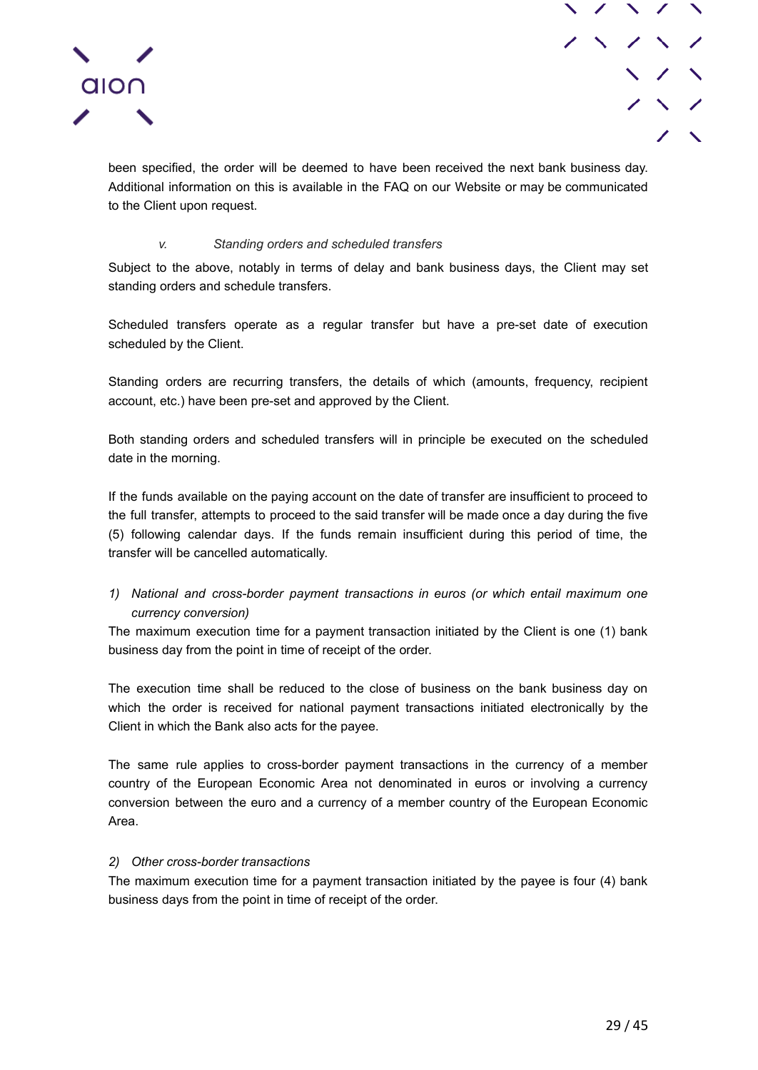been specified, the order will be deemed to have been received the next bank business day. Additional information on this is available in the FAQ on our Website or may be communicated to the Client upon request.

*v. Standing orders and scheduled transfers*

Subject to the above, notably in terms of delay and bank business days, the Client may set standing orders and schedule transfers.

Scheduled transfers operate as a regular transfer but have a pre-set date of execution scheduled by the Client.

Standing orders are recurring transfers, the details of which (amounts, frequency, recipient account, etc.) have been pre-set and approved by the Client.

Both standing orders and scheduled transfers will in principle be executed on the scheduled date in the morning.

If the funds available on the paying account on the date of transfer are insufficient to proceed to the full transfer, attempts to proceed to the said transfer will be made once a day during the five (5) following calendar days. If the funds remain insufficient during this period of time, the transfer will be cancelled automatically.

*1) National and cross-border payment transactions in euros (or which entail maximum one currency conversion)*

The maximum execution time for a payment transaction initiated by the Client is one (1) bank business day from the point in time of receipt of the order.

The execution time shall be reduced to the close of business on the bank business day on which the order is received for national payment transactions initiated electronically by the Client in which the Bank also acts for the payee.

The same rule applies to cross-border payment transactions in the currency of a member country of the European Economic Area not denominated in euros or involving a currency conversion between the euro and a currency of a member country of the European Economic Area.

*2) Other cross-border transactions*

The maximum execution time for a payment transaction initiated by the payee is four (4) bank business days from the point in time of receipt of the order.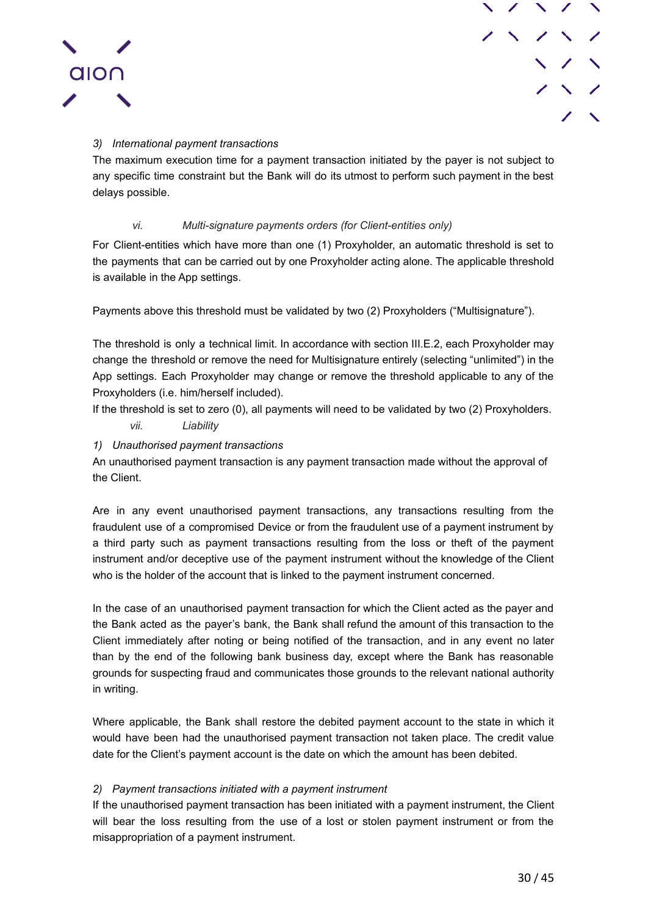*3) International payment transactions*

The maximum execution time for a payment transaction initiated by the payer is not subject to any specific time constraint but the Bank will do its utmost to perform such payment in the best delays possible.

*vi. Multi-signature payments orders (for Client-entities only)*

For Client-entities which have more than one (1) Proxyholder, an automatic threshold is set to the payments that can be carried out by one Proxyholder acting alone. The applicable threshold is available in the App settings.

Payments above this threshold must be validated by two (2) Proxyholders ("Multisignature").

The threshold is only a technical limit. In accordance with section III.E.2, each Proxyholder may change the threshold or remove the need for Multisignature entirely (selecting "unlimited") in the App settings. Each Proxyholder may change or remove the threshold applicable to any of the Proxyholders (i.e. him/herself included).

If the threshold is set to zero (0), all payments will need to be validated by two (2) Proxyholders.

*vii. Liability*

*1) Unauthorised payment transactions*

An unauthorised payment transaction is any payment transaction made without the approval of the Client.

Are in any event unauthorised payment transactions, any transactions resulting from the fraudulent use of a compromised Device or from the fraudulent use of a payment instrument by a third party such as payment transactions resulting from the loss or theft of the payment instrument and/or deceptive use of the payment instrument without the knowledge of the Client who is the holder of the account that is linked to the payment instrument concerned.

In the case of an unauthorised payment transaction for which the Client acted as the payer and the Bank acted as the payer's bank, the Bank shall refund the amount of this transaction to the Client immediately after noting or being notified of the transaction, and in any event no later than by the end of the following bank business day, except where the Bank has reasonable grounds for suspecting fraud and communicates those grounds to the relevant national authority in writing.

Where applicable, the Bank shall restore the debited payment account to the state in which it would have been had the unauthorised payment transaction not taken place. The credit value date for the Client's payment account is the date on which the amount has been debited.

*2) Payment transactions initiated with a payment instrument*

If the unauthorised payment transaction has been initiated with a payment instrument, the Client will bear the loss resulting from the use of a lost or stolen payment instrument or from the misappropriation of a payment instrument.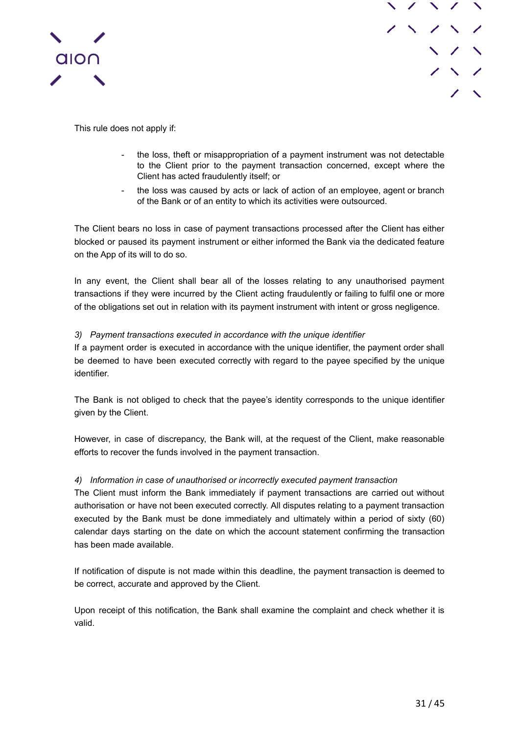This rule does not apply if:

- the loss, theft or misappropriation of a payment instrument was not detectable to the Client prior to the payment transaction concerned, except where the Client has acted fraudulently itself; or
- the loss was caused by acts or lack of action of an employee, agent or branch of the Bank or of an entity to which its activities were outsourced.

The Client bears no loss in case of payment transactions processed after the Client has either blocked or paused its payment instrument or either informed the Bank via the dedicated feature on the App of its will to do so.

In any event, the Client shall bear all of the losses relating to any unauthorised payment transactions if they were incurred by the Client acting fraudulently or failing to fulfil one or more of the obligations set out in relation with its payment instrument with intent or gross negligence.

*3) Payment transactions executed in accordance with the unique identifier*

If a payment order is executed in accordance with the unique identifier, the payment order shall be deemed to have been executed correctly with regard to the payee specified by the unique identifier.

The Bank is not obliged to check that the payee's identity corresponds to the unique identifier given by the Client.

However, in case of discrepancy, the Bank will, at the request of the Client, make reasonable efforts to recover the funds involved in the payment transaction.

*4) Information in case of unauthorised or incorrectly executed payment transaction*

The Client must inform the Bank immediately if payment transactions are carried out without authorisation or have not been executed correctly. All disputes relating to a payment transaction executed by the Bank must be done immediately and ultimately within a period of sixty (60) calendar days starting on the date on which the account statement confirming the transaction has been made available.

If notification of dispute is not made within this deadline, the payment transaction is deemed to be correct, accurate and approved by the Client.

Upon receipt of this notification, the Bank shall examine the complaint and check whether it is valid.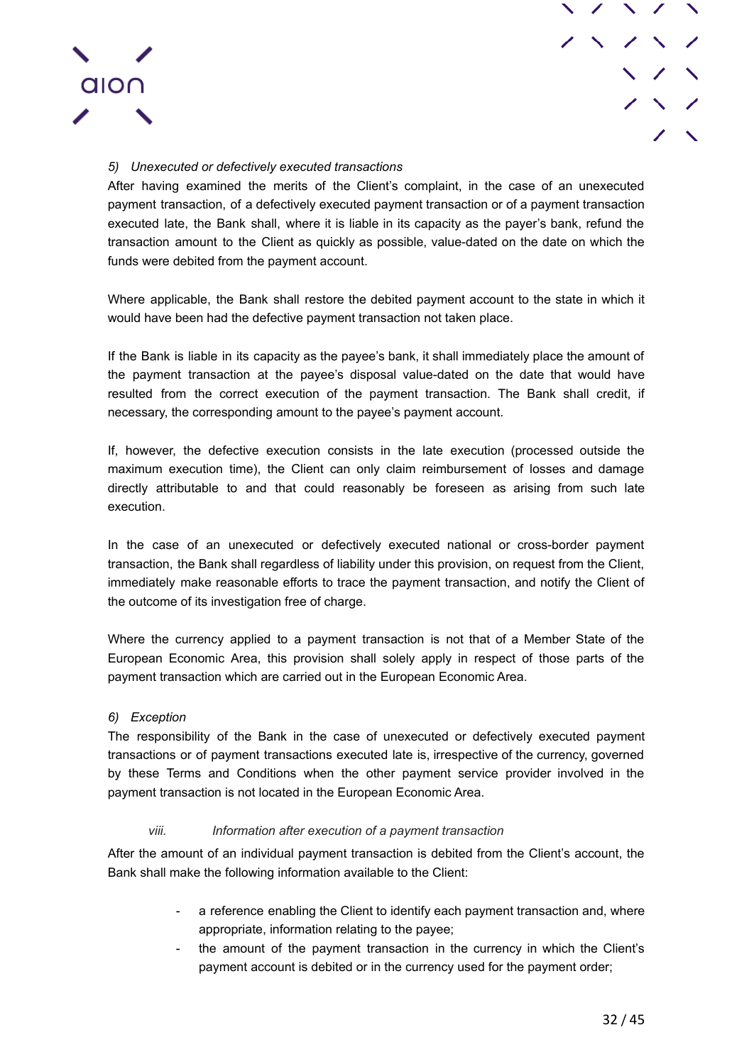*5) Unexecuted or defectively executed transactions*

After having examined the merits of the Client's complaint, in the case of an unexecuted payment transaction, of a defectively executed payment transaction or of a payment transaction executed late, the Bank shall, where it is liable in its capacity as the payer's bank, refund the transaction amount to the Client as quickly as possible, value-dated on the date on which the funds were debited from the payment account.

Where applicable, the Bank shall restore the debited payment account to the state in which it would have been had the defective payment transaction not taken place.

If the Bank is liable in its capacity as the payee's bank, it shall immediately place the amount of the payment transaction at the payee's disposal value-dated on the date that would have resulted from the correct execution of the payment transaction. The Bank shall credit, if necessary, the corresponding amount to the payee's payment account.

If, however, the defective execution consists in the late execution (processed outside the maximum execution time), the Client can only claim reimbursement of losses and damage directly attributable to and that could reasonably be foreseen as arising from such late execution.

In the case of an unexecuted or defectively executed national or cross-border payment transaction, the Bank shall regardless of liability under this provision, on request from the Client, immediately make reasonable efforts to trace the payment transaction, and notify the Client of the outcome of its investigation free of charge.

Where the currency applied to a payment transaction is not that of a Member State of the European Economic Area, this provision shall solely apply in respect of those parts of the payment transaction which are carried out in the European Economic Area.

*6) Exception*

The responsibility of the Bank in the case of unexecuted or defectively executed payment transactions or of payment transactions executed late is, irrespective of the currency, governed by these Terms and Conditions when the other payment service provider involved in the payment transaction is not located in the European Economic Area.

*viii. Information after execution of a payment transaction*

After the amount of an individual payment transaction is debited from the Client's account, the Bank shall make the following information available to the Client:

- a reference enabling the Client to identify each payment transaction and, where appropriate, information relating to the payee;
- the amount of the payment transaction in the currency in which the Client's payment account is debited or in the currency used for the payment order;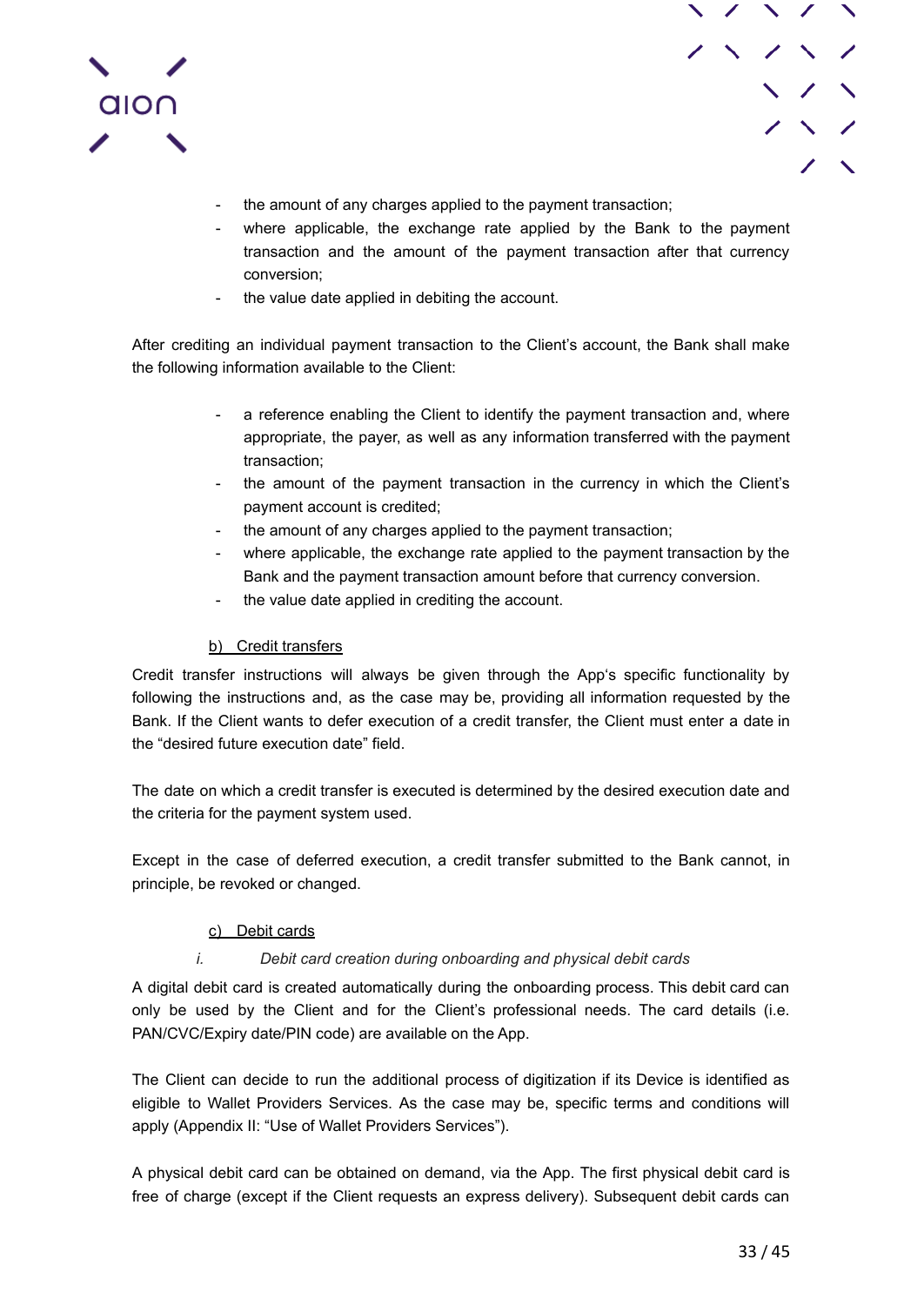- the amount of any charges applied to the payment transaction;
- where applicable, the exchange rate applied by the Bank to the payment transaction and the amount of the payment transaction after that currency conversion;
- the value date applied in debiting the account.

After crediting an individual payment transaction to the Client's account, the Bank shall make the following information available to the Client:

- a reference enabling the Client to identify the payment transaction and, where appropriate, the payer, as well as any information transferred with the payment transaction;
- the amount of the payment transaction in the currency in which the Client's payment account is credited;
- the amount of any charges applied to the payment transaction;
- where applicable, the exchange rate applied to the payment transaction by the Bank and the payment transaction amount before that currency conversion.
- the value date applied in crediting the account.

b) Credit transfers

Credit transfer instructions will always be given through the App's specific functionality by following the instructions and, as the case may be, providing all information requested by the Bank. If the Client wants to defer execution of a credit transfer, the Client must enter a date in the "desired future execution date" field.

The date on which a credit transfer is executed is determined by the desired execution date and the criteria for the payment system used.

Except in the case of deferred execution, a credit transfer submitted to the Bank cannot, in principle, be revoked or changed.

c) Debit cards

*i. Debit card creation during onboarding and physical debit cards*

A digital debit card is created automatically during the onboarding process. This debit card can only be used by the Client and for the Client's professional needs. The card details (i.e. PAN/CVC/Expiry date/PIN code) are available on the App.

The Client can decide to run the additional process of digitization if its Device is identified as eligible to Wallet Providers Services. As the case may be, specific terms and conditions will apply (Appendix II: "Use of Wallet Providers Services").

A physical debit card can be obtained on demand, via the App. The first physical debit card is free of charge (except if the Client requests an express delivery). Subsequent debit cards can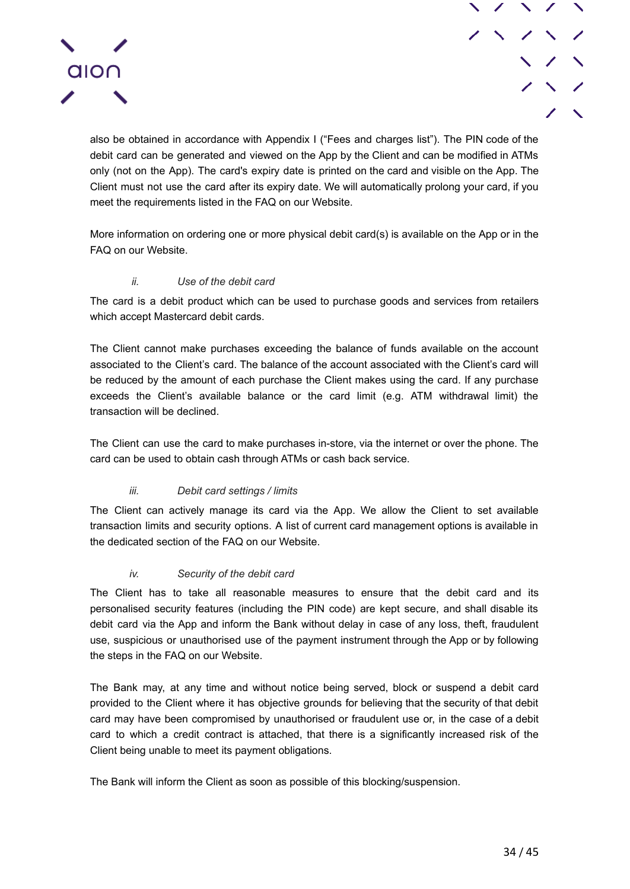also be obtained in accordance with Appendix I ("Fees and charges list"). The PIN code of the debit card can be generated and viewed on the App by the Client and can be modified in ATMs only (not on the App). The card's expiry date is printed on the card and visible on the App. The Client must not use the card after its expiry date. We will automatically prolong your card, if you meet the requirements listed in the FAQ on our Website.

More information on ordering one or more physical debit card(s) is available on the App or in the FAQ on our Website.

*ii. Use of the debit card*

The card is a debit product which can be used to purchase goods and services from retailers which accept Mastercard debit cards.

The Client cannot make purchases exceeding the balance of funds available on the account associated to the Client's card. The balance of the account associated with the Client's card will be reduced by the amount of each purchase the Client makes using the card. If any purchase exceeds the Client's available balance or the card limit (e.g. ATM withdrawal limit) the transaction will be declined.

The Client can use the card to make purchases in-store, via the internet or over the phone. The card can be used to obtain cash through ATMs or cash back service.

*iii. Debit card settings / limits*

The Client can actively manage its card via the App. We allow the Client to set available transaction limits and security options. A list of current card management options is available in the dedicated section of the FAQ on our Website.

*iv. Security of the debit card*

The Client has to take all reasonable measures to ensure that the debit card and its personalised security features (including the PIN code) are kept secure, and shall disable its debit card via the App and inform the Bank without delay in case of any loss, theft, fraudulent use, suspicious or unauthorised use of the payment instrument through the App or by following the steps in the FAQ on our Website.

The Bank may, at any time and without notice being served, block or suspend a debit card provided to the Client where it has objective grounds for believing that the security of that debit card may have been compromised by unauthorised or fraudulent use or, in the case of a debit card to which a credit contract is attached, that there is a significantly increased risk of the Client being unable to meet its payment obligations.

The Bank will inform the Client as soon as possible of this blocking/suspension.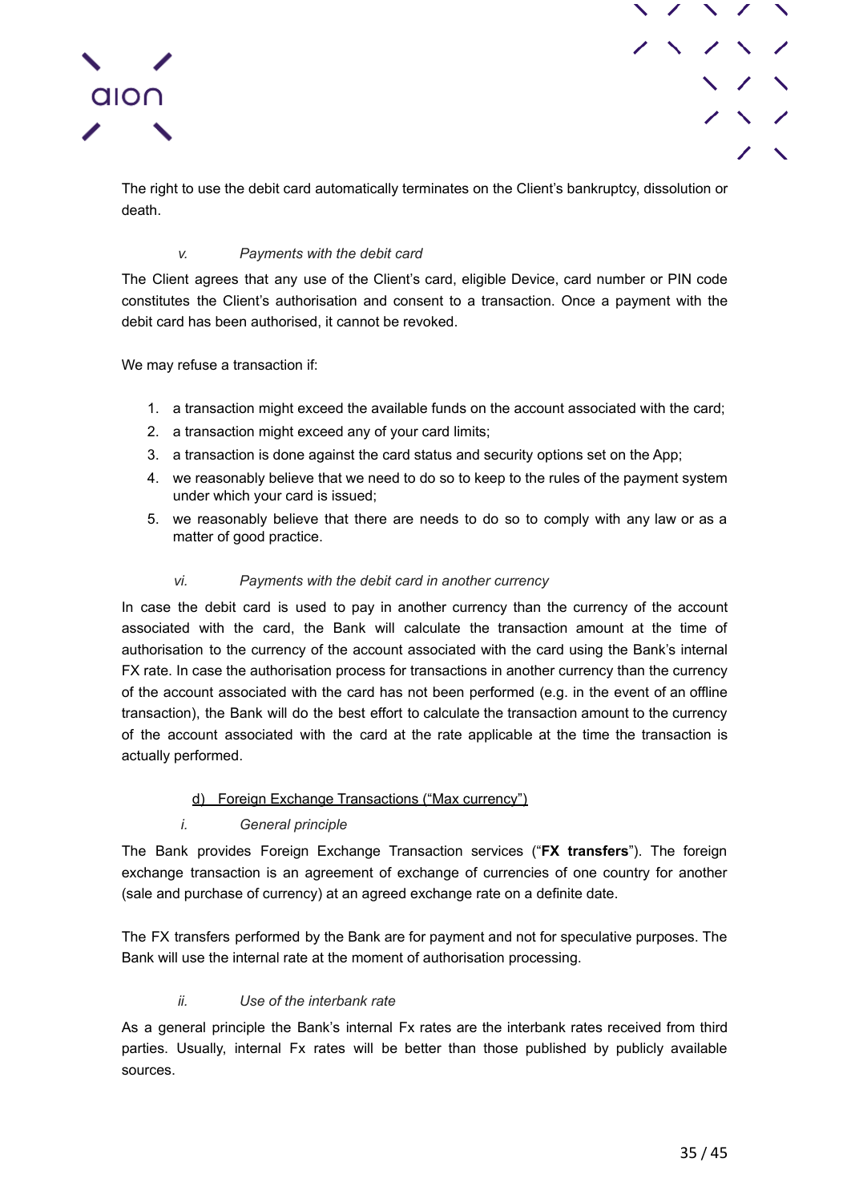The right to use the debit card automatically terminates on the Client's bankruptcy, dissolution or death.

*v. Payments with the debit card*

The Client agrees that any use of the Client's card, eligible Device, card number or PIN code constitutes the Client's authorisation and consent to a transaction. Once a payment with the debit card has been authorised, it cannot be revoked.

We may refuse a transaction if:

1. a transaction might exceed the available funds on the account associated with the card;
2. a transaction might exceed any of your card limits;
3. a transaction is done against the card status and security options set on the App;
4. we reasonably believe that we need to do so to keep to the rules of the payment system under which your card is issued;
5. we reasonably believe that there are needs to do so to comply with any law or as a matter of good practice.

*vi. Payments with the debit card in another currency*

In case the debit card is used to pay in another currency than the currency of the account associated with the card, the Bank will calculate the transaction amount at the time of authorisation to the currency of the account associated with the card using the Bank's internal FX rate. In case the authorisation process for transactions in another currency than the currency of the account associated with the card has not been performed (e.g. in the event of an offline transaction), the Bank will do the best effort to calculate the transaction amount to the currency of the account associated with the card at the rate applicable at the time the transaction is actually performed.

d) Foreign Exchange Transactions ("Max currency")

*i. General principle*

The Bank provides Foreign Exchange Transaction services ("**FX transfers**"). The foreign exchange transaction is an agreement of exchange of currencies of one country for another (sale and purchase of currency) at an agreed exchange rate on a definite date.

The FX transfers performed by the Bank are for payment and not for speculative purposes. The Bank will use the internal rate at the moment of authorisation processing.

*ii. Use of the interbank rate*

As a general principle the Bank's internal Fx rates are the interbank rates received from third parties. Usually, internal Fx rates will be better than those published by publicly available sources.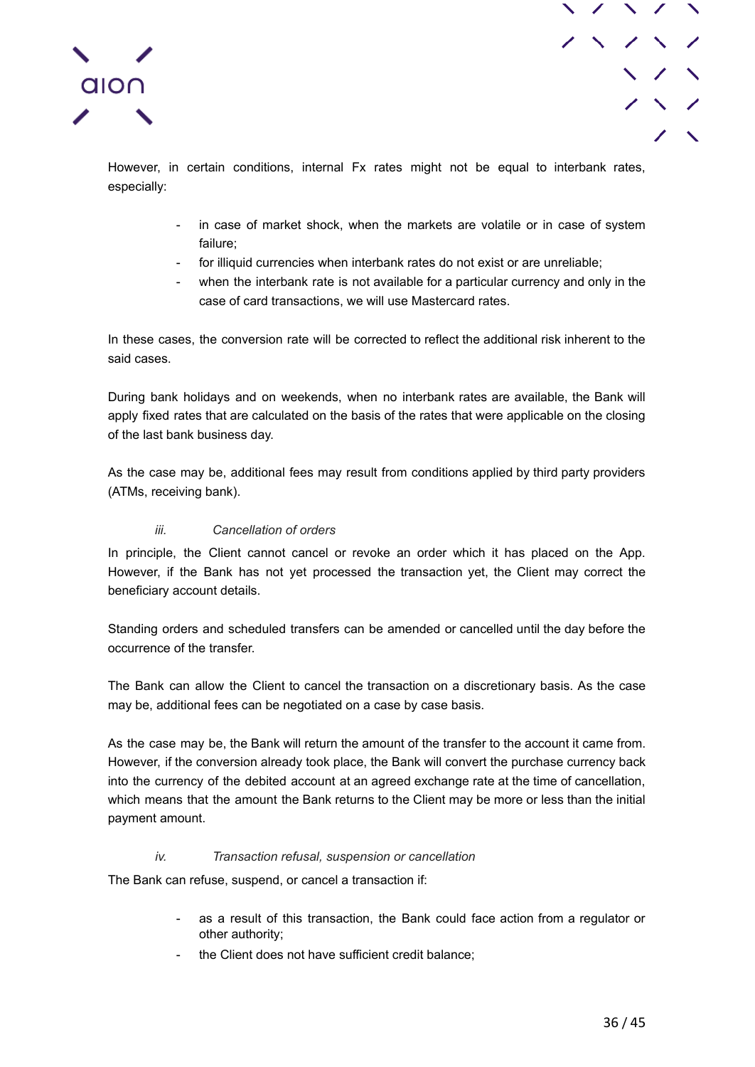However, in certain conditions, internal Fx rates might not be equal to interbank rates, especially:

- in case of market shock, when the markets are volatile or in case of system failure;
- for illiquid currencies when interbank rates do not exist or are unreliable;
- when the interbank rate is not available for a particular currency and only in the case of card transactions, we will use Mastercard rates.

In these cases, the conversion rate will be corrected to reflect the additional risk inherent to the said cases.

During bank holidays and on weekends, when no interbank rates are available, the Bank will apply fixed rates that are calculated on the basis of the rates that were applicable on the closing of the last bank business day.

As the case may be, additional fees may result from conditions applied by third party providers (ATMs, receiving bank).

*iii. Cancellation of orders*

In principle, the Client cannot cancel or revoke an order which it has placed on the App. However, if the Bank has not yet processed the transaction yet, the Client may correct the beneficiary account details.

Standing orders and scheduled transfers can be amended or cancelled until the day before the occurrence of the transfer.

The Bank can allow the Client to cancel the transaction on a discretionary basis. As the case may be, additional fees can be negotiated on a case by case basis.

As the case may be, the Bank will return the amount of the transfer to the account it came from. However, if the conversion already took place, the Bank will convert the purchase currency back into the currency of the debited account at an agreed exchange rate at the time of cancellation, which means that the amount the Bank returns to the Client may be more or less than the initial payment amount.

*iv. Transaction refusal, suspension or cancellation*

The Bank can refuse, suspend, or cancel a transaction if:

- as a result of this transaction, the Bank could face action from a regulator or other authority;
- the Client does not have sufficient credit balance;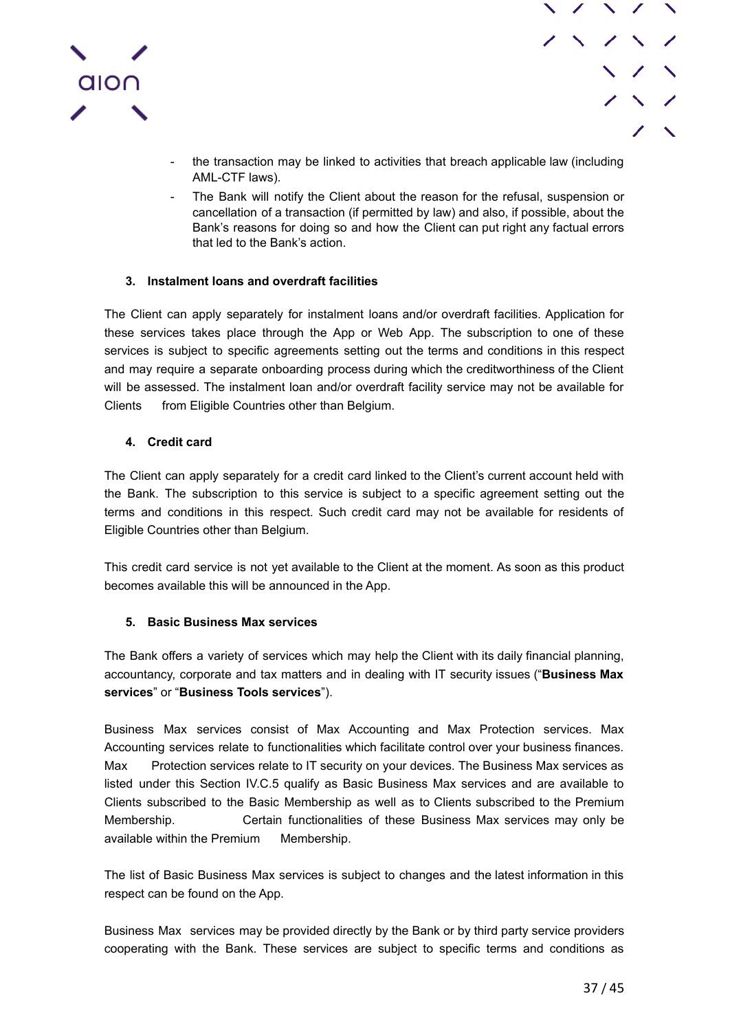- the transaction may be linked to activities that breach applicable law (including AML-CTF laws).
- The Bank will notify the Client about the reason for the refusal, suspension or cancellation of a transaction (if permitted by law) and also, if possible, about the Bank's reasons for doing so and how the Client can put right any factual errors that led to the Bank's action.

### 3. Instalment loans and overdraft facilities

The Client can apply separately for instalment loans and/or overdraft facilities. Application for these services takes place through the App or Web App. The subscription to one of these services is subject to specific agreements setting out the terms and conditions in this respect and may require a separate onboarding process during which the creditworthiness of the Client will be assessed. The instalment loan and/or overdraft facility service may not be available for Clients from Eligible Countries other than Belgium.

### 4. Credit card

The Client can apply separately for a credit card linked to the Client's current account held with the Bank. The subscription to this service is subject to a specific agreement setting out the terms and conditions in this respect. Such credit card may not be available for residents of Eligible Countries other than Belgium.

This credit card service is not yet available to the Client at the moment. As soon as this product becomes available this will be announced in the App.

### 5. Basic Business Max services

The Bank offers a variety of services which may help the Client with its daily financial planning, accountancy, corporate and tax matters and in dealing with IT security issues ("**Business Max services**" or "**Business Tools services**").

Business Max services consist of Max Accounting and Max Protection services. Max Accounting services relate to functionalities which facilitate control over your business finances. Max Protection services relate to IT security on your devices. The Business Max services as listed under this Section IV.C.5 qualify as Basic Business Max services and are available to Clients subscribed to the Basic Membership as well as to Clients subscribed to the Premium Membership. Certain functionalities of these Business Max services may only be available within the Premium Membership.

The list of Basic Business Max services is subject to changes and the latest information in this respect can be found on the App.

Business Max services may be provided directly by the Bank or by third party service providers cooperating with the Bank. These services are subject to specific terms and conditions as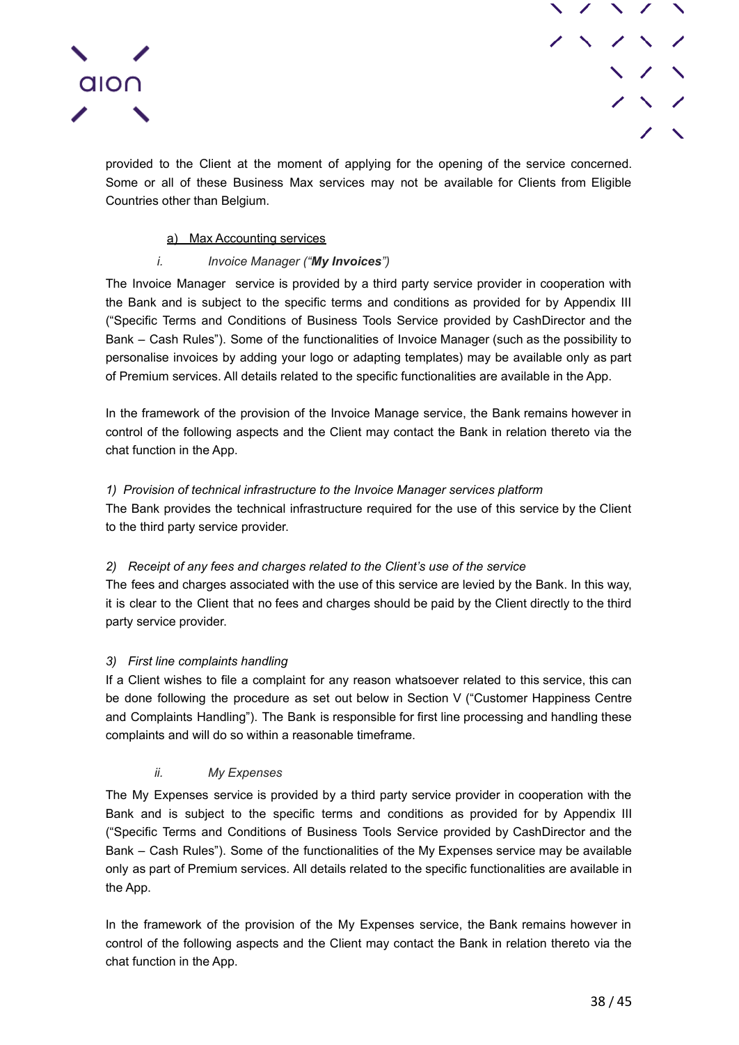provided to the Client at the moment of applying for the opening of the service concerned. Some or all of these Business Max services may not be available for Clients from Eligible Countries other than Belgium.

a) Max Accounting services

*i. Invoice Manager ("**My Invoices**")*

The Invoice Manager service is provided by a third party service provider in cooperation with the Bank and is subject to the specific terms and conditions as provided for by Appendix III ("Specific Terms and Conditions of Business Tools Service provided by CashDirector and the Bank – Cash Rules"). Some of the functionalities of Invoice Manager (such as the possibility to personalise invoices by adding your logo or adapting templates) may be available only as part of Premium services. All details related to the specific functionalities are available in the App.

In the framework of the provision of the Invoice Manage service, the Bank remains however in control of the following aspects and the Client may contact the Bank in relation thereto via the chat function in the App.

*1) Provision of technical infrastructure to the Invoice Manager services platform*

The Bank provides the technical infrastructure required for the use of this service by the Client to the third party service provider.

*2) Receipt of any fees and charges related to the Client's use of the service*

The fees and charges associated with the use of this service are levied by the Bank. In this way, it is clear to the Client that no fees and charges should be paid by the Client directly to the third party service provider.

*3) First line complaints handling*

If a Client wishes to file a complaint for any reason whatsoever related to this service, this can be done following the procedure as set out below in Section V ("Customer Happiness Centre and Complaints Handling"). The Bank is responsible for first line processing and handling these complaints and will do so within a reasonable timeframe.

*ii. My Expenses*

The My Expenses service is provided by a third party service provider in cooperation with the Bank and is subject to the specific terms and conditions as provided for by Appendix III ("Specific Terms and Conditions of Business Tools Service provided by CashDirector and the Bank – Cash Rules"). Some of the functionalities of the My Expenses service may be available only as part of Premium services. All details related to the specific functionalities are available in the App.

In the framework of the provision of the My Expenses service, the Bank remains however in control of the following aspects and the Client may contact the Bank in relation thereto via the chat function in the App.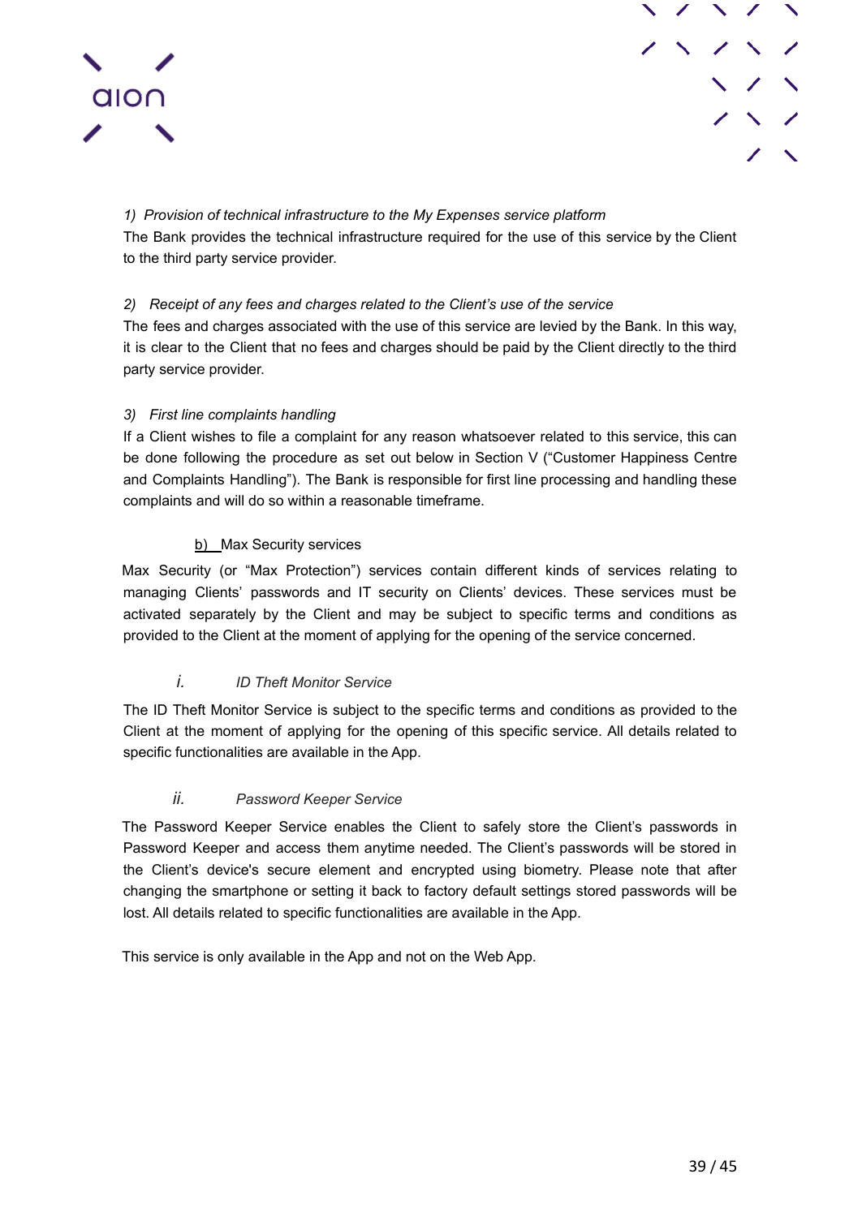*1) Provision of technical infrastructure to the My Expenses service platform*

The Bank provides the technical infrastructure required for the use of this service by the Client to the third party service provider.

*2) Receipt of any fees and charges related to the Client's use of the service*

The fees and charges associated with the use of this service are levied by the Bank. In this way, it is clear to the Client that no fees and charges should be paid by the Client directly to the third party service provider.

*3) First line complaints handling*

If a Client wishes to file a complaint for any reason whatsoever related to this service, this can be done following the procedure as set out below in Section V ("Customer Happiness Centre and Complaints Handling"). The Bank is responsible for first line processing and handling these complaints and will do so within a reasonable timeframe.

b) Max Security services

Max Security (or "Max Protection") services contain different kinds of services relating to managing Clients' passwords and IT security on Clients' devices. These services must be activated separately by the Client and may be subject to specific terms and conditions as provided to the Client at the moment of applying for the opening of the service concerned.

*i. ID Theft Monitor Service*

The ID Theft Monitor Service is subject to the specific terms and conditions as provided to the Client at the moment of applying for the opening of this specific service. All details related to specific functionalities are available in the App.

*ii. Password Keeper Service*

The Password Keeper Service enables the Client to safely store the Client's passwords in Password Keeper and access them anytime needed. The Client's passwords will be stored in the Client's device's secure element and encrypted using biometry. Please note that after changing the smartphone or setting it back to factory default settings stored passwords will be lost. All details related to specific functionalities are available in the App.

This service is only available in the App and not on the Web App.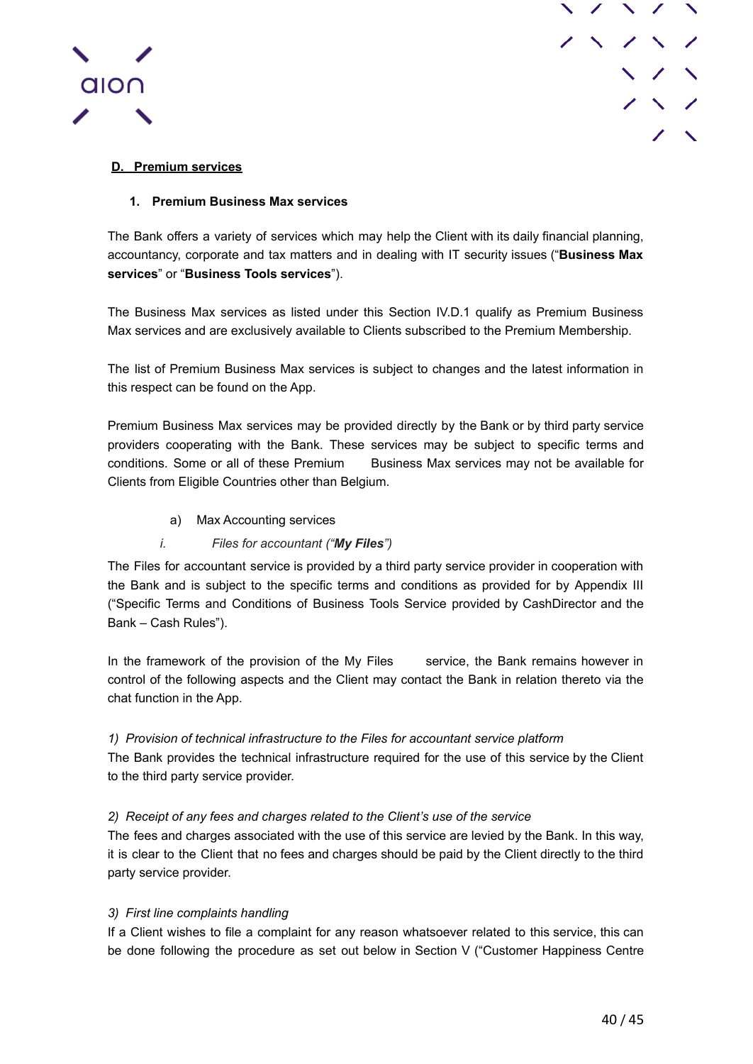## D. Premium services

### 1. Premium Business Max services

The Bank offers a variety of services which may help the Client with its daily financial planning, accountancy, corporate and tax matters and in dealing with IT security issues ("**Business Max services**" or "**Business Tools services**").

The Business Max services as listed under this Section IV.D.1 qualify as Premium Business Max services and are exclusively available to Clients subscribed to the Premium Membership.

The list of Premium Business Max services is subject to changes and the latest information in this respect can be found on the App.

Premium Business Max services may be provided directly by the Bank or by third party service providers cooperating with the Bank. These services may be subject to specific terms and conditions. Some or all of these Premium Business Max services may not be available for Clients from Eligible Countries other than Belgium.

a) Max Accounting services

*i. Files for accountant ("**My Files**")*

The Files for accountant service is provided by a third party service provider in cooperation with the Bank and is subject to the specific terms and conditions as provided for by Appendix III ("Specific Terms and Conditions of Business Tools Service provided by CashDirector and the Bank – Cash Rules").

In the framework of the provision of the My Files service, the Bank remains however in control of the following aspects and the Client may contact the Bank in relation thereto via the chat function in the App.

*1) Provision of technical infrastructure to the Files for accountant service platform*

The Bank provides the technical infrastructure required for the use of this service by the Client to the third party service provider.

*2) Receipt of any fees and charges related to the Client's use of the service*

The fees and charges associated with the use of this service are levied by the Bank. In this way, it is clear to the Client that no fees and charges should be paid by the Client directly to the third party service provider.

*3) First line complaints handling*

If a Client wishes to file a complaint for any reason whatsoever related to this service, this can be done following the procedure as set out below in Section V ("Customer Happiness Centre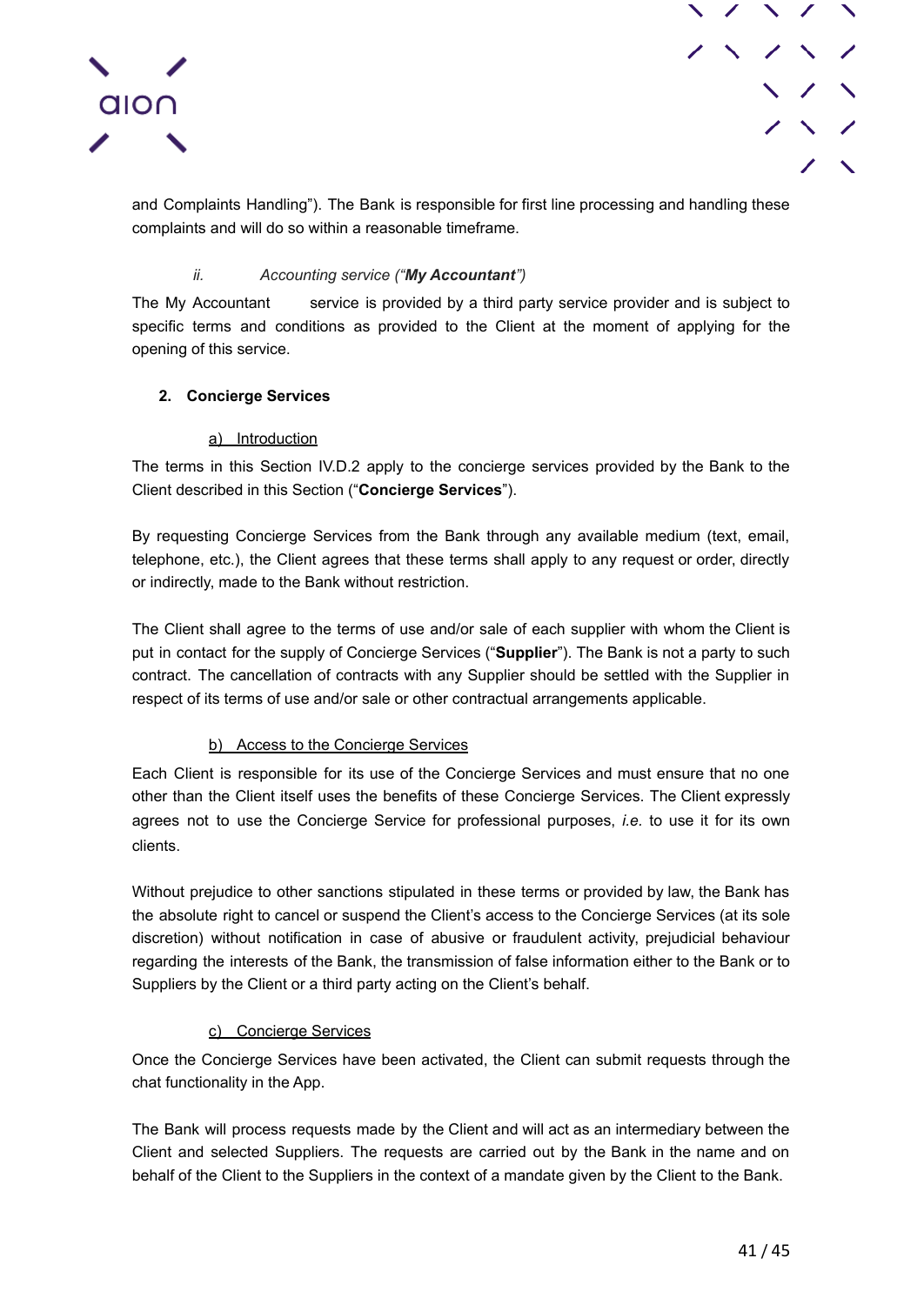and Complaints Handling"). The Bank is responsible for first line processing and handling these complaints and will do so within a reasonable timeframe.

*ii. Accounting service ("**My Accountant**")*

The My Accountant service is provided by a third party service provider and is subject to specific terms and conditions as provided to the Client at the moment of applying for the opening of this service.

### 2. Concierge Services

#### a) Introduction

The terms in this Section IV.D.2 apply to the concierge services provided by the Bank to the Client described in this Section ("**Concierge Services**").

By requesting Concierge Services from the Bank through any available medium (text, email, telephone, etc.), the Client agrees that these terms shall apply to any request or order, directly or indirectly, made to the Bank without restriction.

The Client shall agree to the terms of use and/or sale of each supplier with whom the Client is put in contact for the supply of Concierge Services ("**Supplier**"). The Bank is not a party to such contract. The cancellation of contracts with any Supplier should be settled with the Supplier in respect of its terms of use and/or sale or other contractual arrangements applicable.

#### b) Access to the Concierge Services

Each Client is responsible for its use of the Concierge Services and must ensure that no one other than the Client itself uses the benefits of these Concierge Services. The Client expressly agrees not to use the Concierge Service for professional purposes, *i.e.* to use it for its own clients.

Without prejudice to other sanctions stipulated in these terms or provided by law, the Bank has the absolute right to cancel or suspend the Client's access to the Concierge Services (at its sole discretion) without notification in case of abusive or fraudulent activity, prejudicial behaviour regarding the interests of the Bank, the transmission of false information either to the Bank or to Suppliers by the Client or a third party acting on the Client's behalf.

#### c) Concierge Services

Once the Concierge Services have been activated, the Client can submit requests through the chat functionality in the App.

The Bank will process requests made by the Client and will act as an intermediary between the Client and selected Suppliers. The requests are carried out by the Bank in the name and on behalf of the Client to the Suppliers in the context of a mandate given by the Client to the Bank.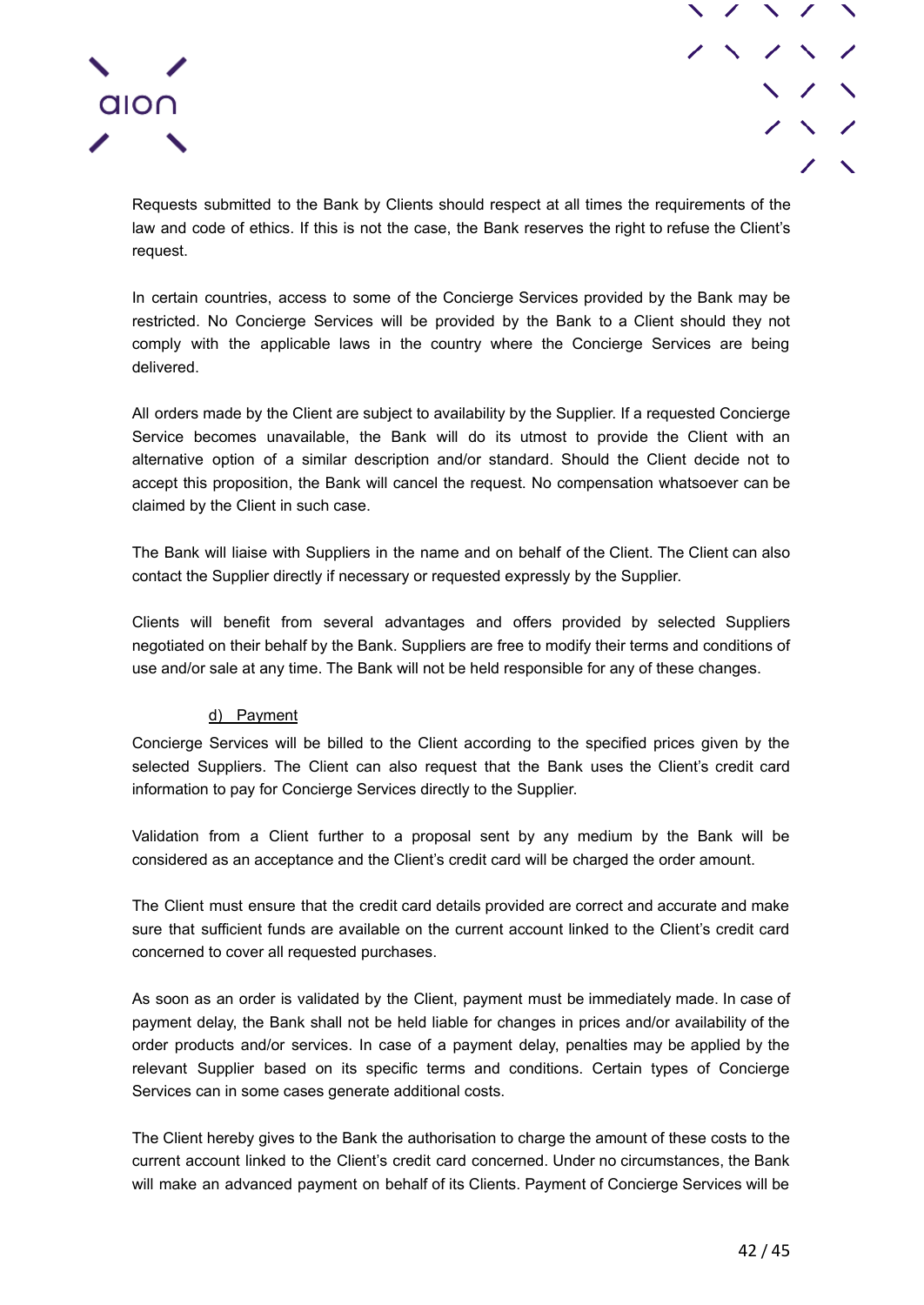Requests submitted to the Bank by Clients should respect at all times the requirements of the law and code of ethics. If this is not the case, the Bank reserves the right to refuse the Client's request.

In certain countries, access to some of the Concierge Services provided by the Bank may be restricted. No Concierge Services will be provided by the Bank to a Client should they not comply with the applicable laws in the country where the Concierge Services are being delivered.

All orders made by the Client are subject to availability by the Supplier. If a requested Concierge Service becomes unavailable, the Bank will do its utmost to provide the Client with an alternative option of a similar description and/or standard. Should the Client decide not to accept this proposition, the Bank will cancel the request. No compensation whatsoever can be claimed by the Client in such case.

The Bank will liaise with Suppliers in the name and on behalf of the Client. The Client can also contact the Supplier directly if necessary or requested expressly by the Supplier.

Clients will benefit from several advantages and offers provided by selected Suppliers negotiated on their behalf by the Bank. Suppliers are free to modify their terms and conditions of use and/or sale at any time. The Bank will not be held responsible for any of these changes.

d) Payment

Concierge Services will be billed to the Client according to the specified prices given by the selected Suppliers. The Client can also request that the Bank uses the Client's credit card information to pay for Concierge Services directly to the Supplier.

Validation from a Client further to a proposal sent by any medium by the Bank will be considered as an acceptance and the Client's credit card will be charged the order amount.

The Client must ensure that the credit card details provided are correct and accurate and make sure that sufficient funds are available on the current account linked to the Client's credit card concerned to cover all requested purchases.

As soon as an order is validated by the Client, payment must be immediately made. In case of payment delay, the Bank shall not be held liable for changes in prices and/or availability of the order products and/or services. In case of a payment delay, penalties may be applied by the relevant Supplier based on its specific terms and conditions. Certain types of Concierge Services can in some cases generate additional costs.

The Client hereby gives to the Bank the authorisation to charge the amount of these costs to the current account linked to the Client's credit card concerned. Under no circumstances, the Bank will make an advanced payment on behalf of its Clients. Payment of Concierge Services will be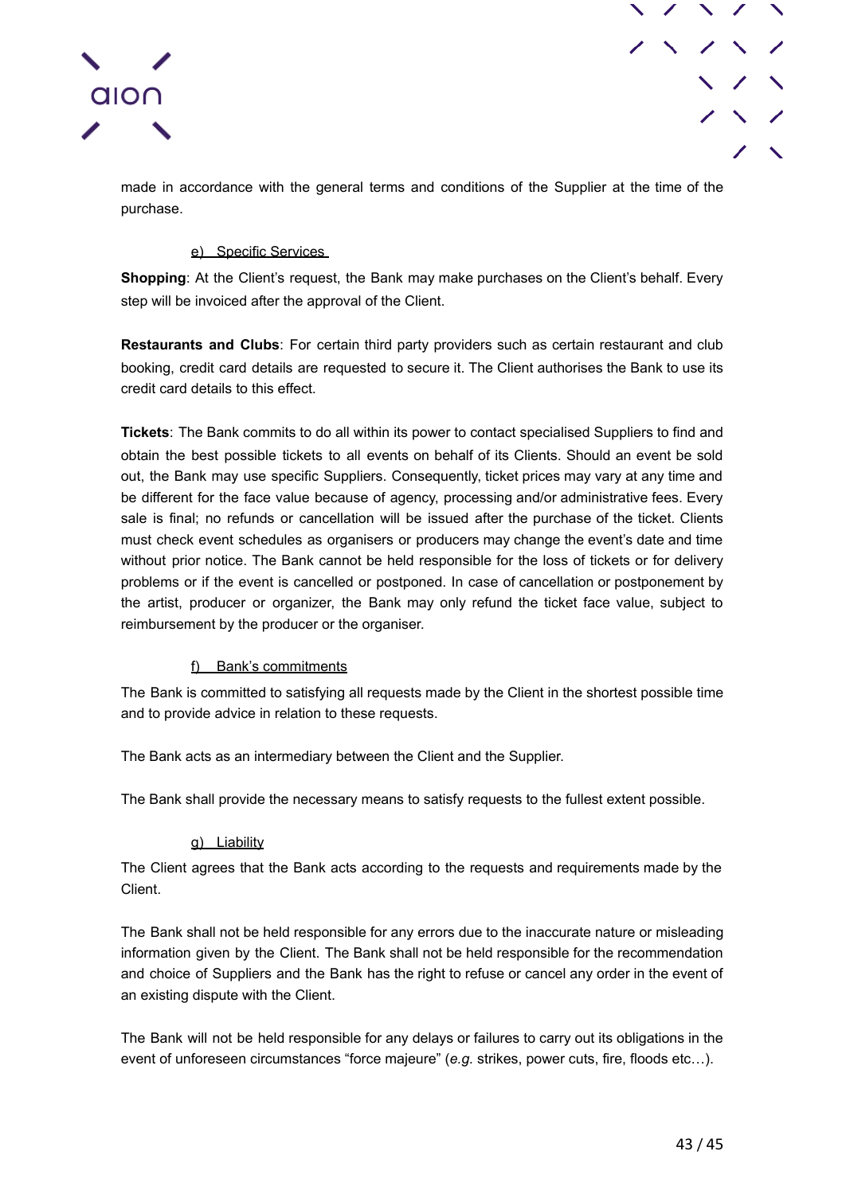made in accordance with the general terms and conditions of the Supplier at the time of the purchase.

e) Specific Services

**Shopping**: At the Client's request, the Bank may make purchases on the Client's behalf. Every step will be invoiced after the approval of the Client.

**Restaurants and Clubs**: For certain third party providers such as certain restaurant and club booking, credit card details are requested to secure it. The Client authorises the Bank to use its credit card details to this effect.

**Tickets**: The Bank commits to do all within its power to contact specialised Suppliers to find and obtain the best possible tickets to all events on behalf of its Clients. Should an event be sold out, the Bank may use specific Suppliers. Consequently, ticket prices may vary at any time and be different for the face value because of agency, processing and/or administrative fees. Every sale is final; no refunds or cancellation will be issued after the purchase of the ticket. Clients must check event schedules as organisers or producers may change the event's date and time without prior notice. The Bank cannot be held responsible for the loss of tickets or for delivery problems or if the event is cancelled or postponed. In case of cancellation or postponement by the artist, producer or organizer, the Bank may only refund the ticket face value, subject to reimbursement by the producer or the organiser.

f) Bank's commitments

The Bank is committed to satisfying all requests made by the Client in the shortest possible time and to provide advice in relation to these requests.

The Bank acts as an intermediary between the Client and the Supplier.

The Bank shall provide the necessary means to satisfy requests to the fullest extent possible.

g) Liability

The Client agrees that the Bank acts according to the requests and requirements made by the Client.

The Bank shall not be held responsible for any errors due to the inaccurate nature or misleading information given by the Client. The Bank shall not be held responsible for the recommendation and choice of Suppliers and the Bank has the right to refuse or cancel any order in the event of an existing dispute with the Client.

The Bank will not be held responsible for any delays or failures to carry out its obligations in the event of unforeseen circumstances "force majeure" (*e.g.* strikes, power cuts, fire, floods etc…).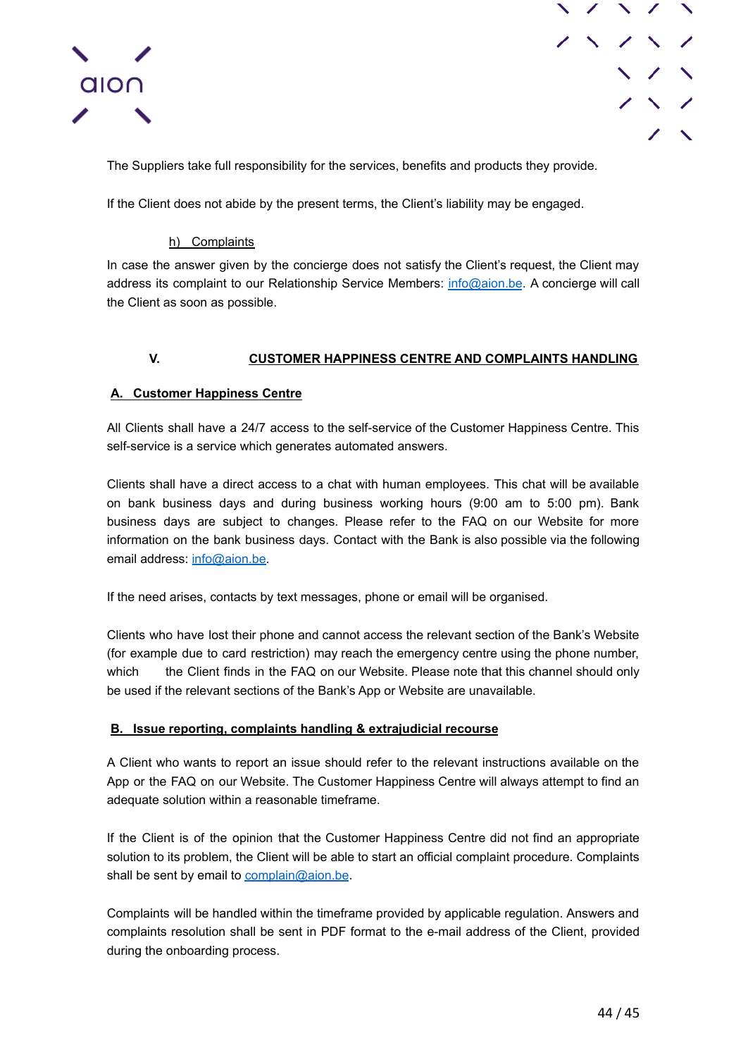The Suppliers take full responsibility for the services, benefits and products they provide.

If the Client does not abide by the present terms, the Client's liability may be engaged.

#### h) Complaints

In case the answer given by the concierge does not satisfy the Client's request, the Client may address its complaint to our Relationship Service Members: info@aion.be. A concierge will call the Client as soon as possible.

## V. CUSTOMER HAPPINESS CENTRE AND COMPLAINTS HANDLING

### A. Customer Happiness Centre

All Clients shall have a 24/7 access to the self-service of the Customer Happiness Centre. This self-service is a service which generates automated answers.

Clients shall have a direct access to a chat with human employees. This chat will be available on bank business days and during business working hours (9:00 am to 5:00 pm). Bank business days are subject to changes. Please refer to the FAQ on our Website for more information on the bank business days. Contact with the Bank is also possible via the following email address: info@aion.be.

If the need arises, contacts by text messages, phone or email will be organised.

Clients who have lost their phone and cannot access the relevant section of the Bank's Website (for example due to card restriction) may reach the emergency centre using the phone number, which the Client finds in the FAQ on our Website. Please note that this channel should only be used if the relevant sections of the Bank's App or Website are unavailable.

### B. Issue reporting, complaints handling & extrajudicial recourse

A Client who wants to report an issue should refer to the relevant instructions available on the App or the FAQ on our Website. The Customer Happiness Centre will always attempt to find an adequate solution within a reasonable timeframe.

If the Client is of the opinion that the Customer Happiness Centre did not find an appropriate solution to its problem, the Client will be able to start an official complaint procedure. Complaints shall be sent by email to complain@aion.be.

Complaints will be handled within the timeframe provided by applicable regulation. Answers and complaints resolution shall be sent in PDF format to the e-mail address of the Client, provided during the onboarding process.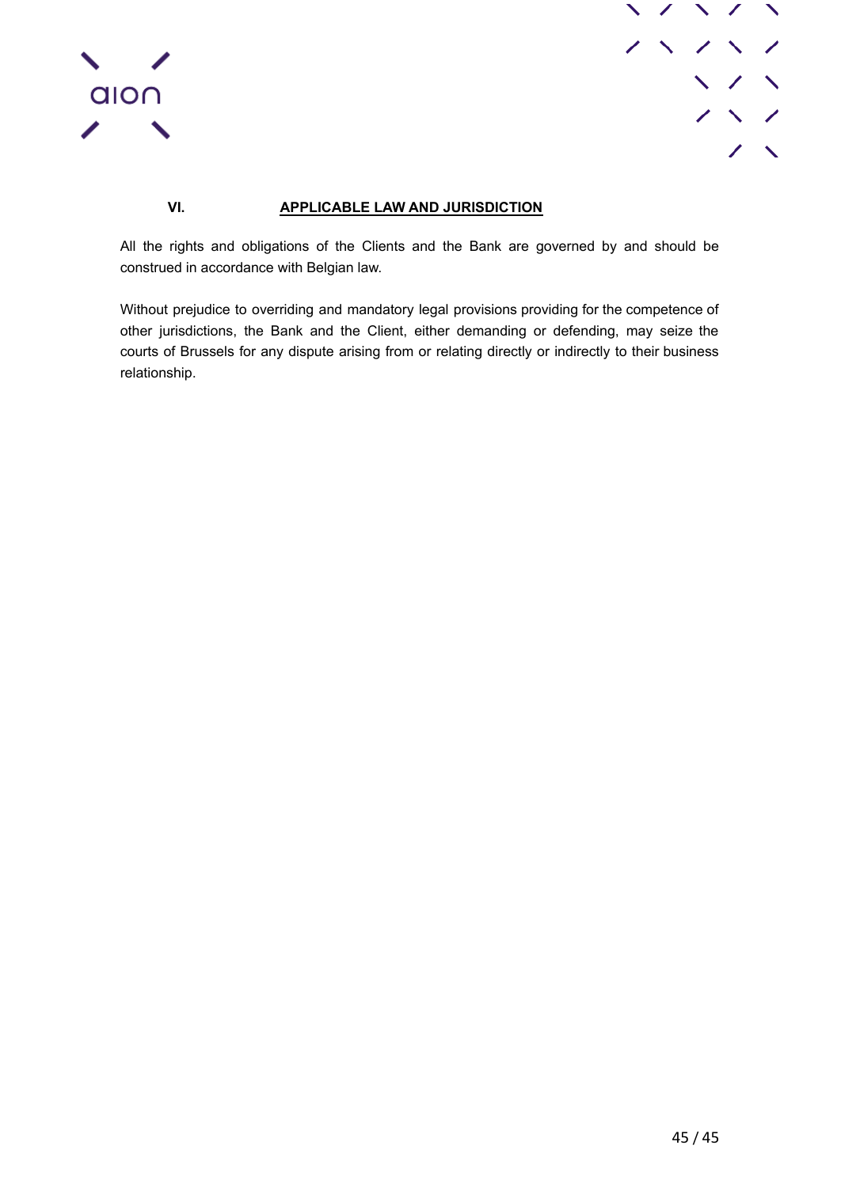## VI. APPLICABLE LAW AND JURISDICTION

All the rights and obligations of the Clients and the Bank are governed by and should be construed in accordance with Belgian law.

Without prejudice to overriding and mandatory legal provisions providing for the competence of other jurisdictions, the Bank and the Client, either demanding or defending, may seize the courts of Brussels for any dispute arising from or relating directly or indirectly to their business relationship.